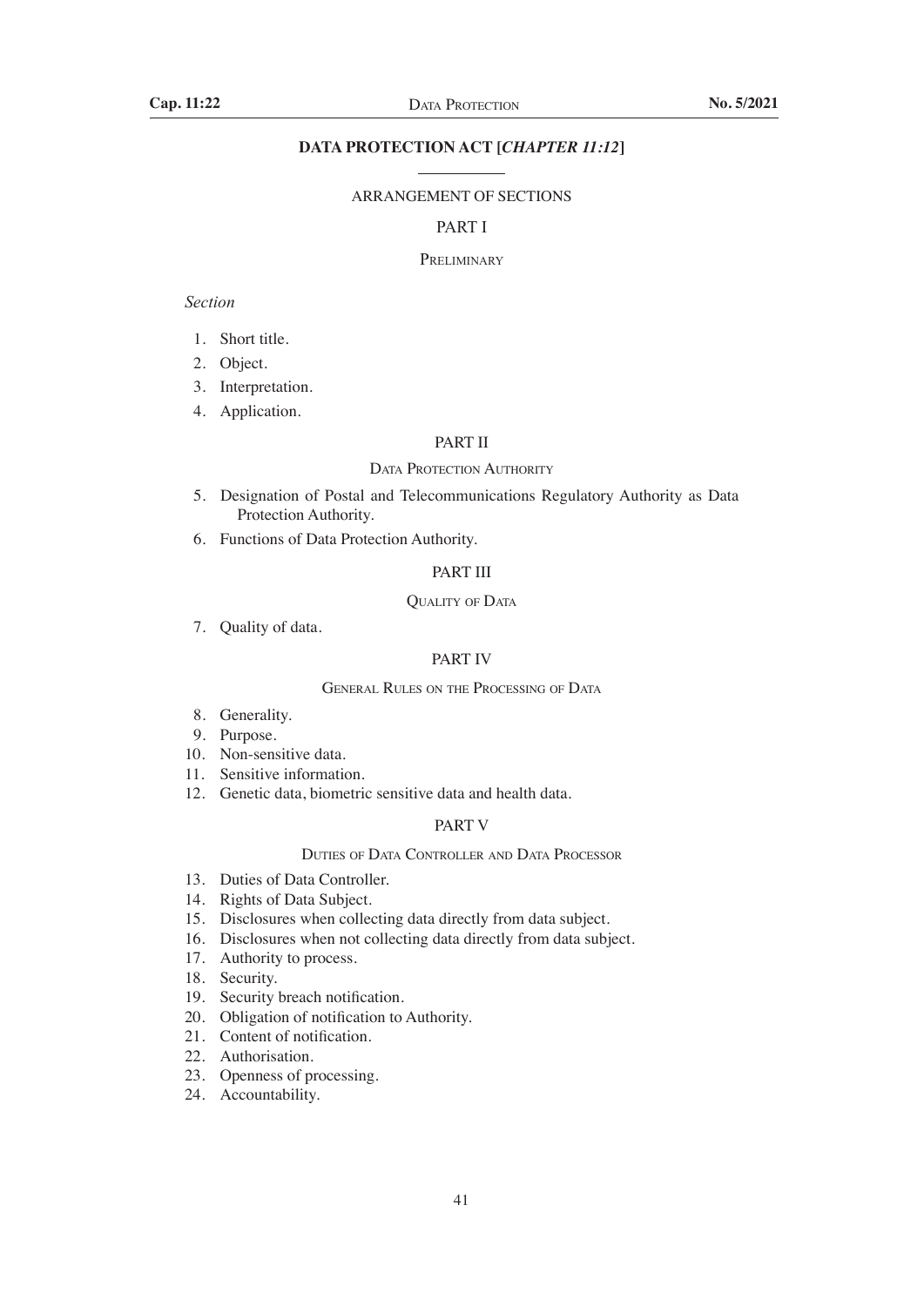# DATA PROTECTION ACT [*CHAPTER 11:12*]

ARRANGEMENT OF SECTIONS

## PART I

### PRELIMINARY

*Section*

1. Short title.
2. Object.
3. Interpretation.
4. Application.

## PART II

### DATA PROTECTION AUTHORITY

5. Designation of Postal and Telecommunications Regulatory Authority as Data Protection Authority.
6. Functions of Data Protection Authority.

## PART III

### QUALITY OF DATA

7. Quality of data.

## PART IV

### GENERAL RULES ON THE PROCESSING OF DATA

8. Generality.
9. Purpose.
10. Non-sensitive data.
11. Sensitive information.
12. Genetic data, biometric sensitive data and health data.

## PART V

### DUTIES OF DATA CONTROLLER AND DATA PROCESSOR

13. Duties of Data Controller.
14. Rights of Data Subject.
15. Disclosures when collecting data directly from data subject.
16. Disclosures when not collecting data directly from data subject.
17. Authority to process.
18. Security.
19. Security breach notification.
20. Obligation of notification to Authority.
21. Content of notification.
22. Authorisation.
23. Openness of processing.
24. Accountability.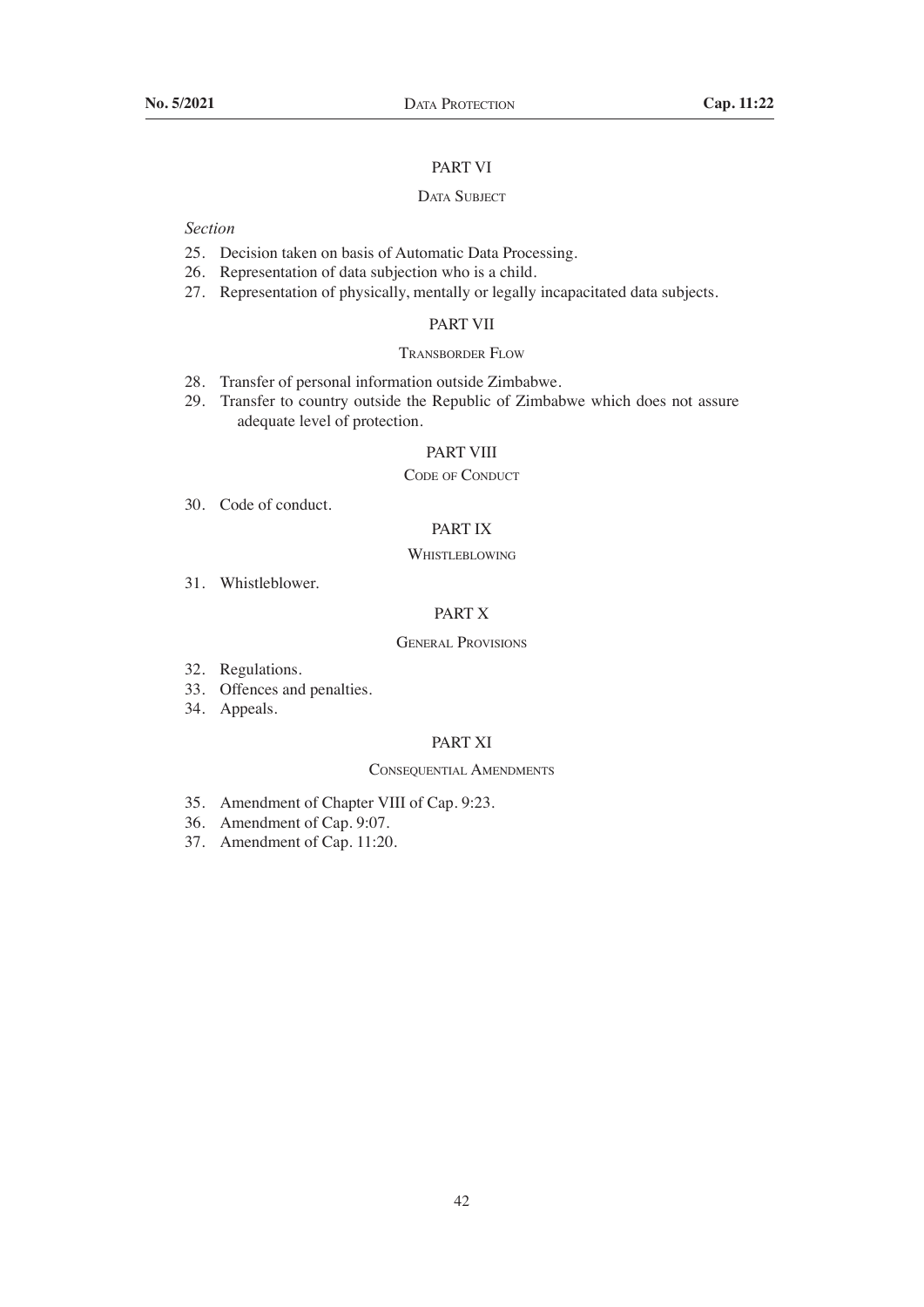## PART VI

### DATA SUBJECT

*Section*

25. Decision taken on basis of Automatic Data Processing.
26. Representation of data subjection who is a child.
27. Representation of physically, mentally or legally incapacitated data subjects.

## PART VII

### TRANSBORDER FLOW

28. Transfer of personal information outside Zimbabwe.
29. Transfer to country outside the Republic of Zimbabwe which does not assure adequate level of protection.

## PART VIII

### CODE OF CONDUCT

30. Code of conduct.

## PART IX

### WHISTLEBLOWING

31. Whistleblower.

## PART X

### GENERAL PROVISIONS

32. Regulations.
33. Offences and penalties.
34. Appeals.

## PART XI

### CONSEQUENTIAL AMENDMENTS

35. Amendment of Chapter VIII of Cap. 9:23.
36. Amendment of Cap. 9:07.
37. Amendment of Cap. 11:20.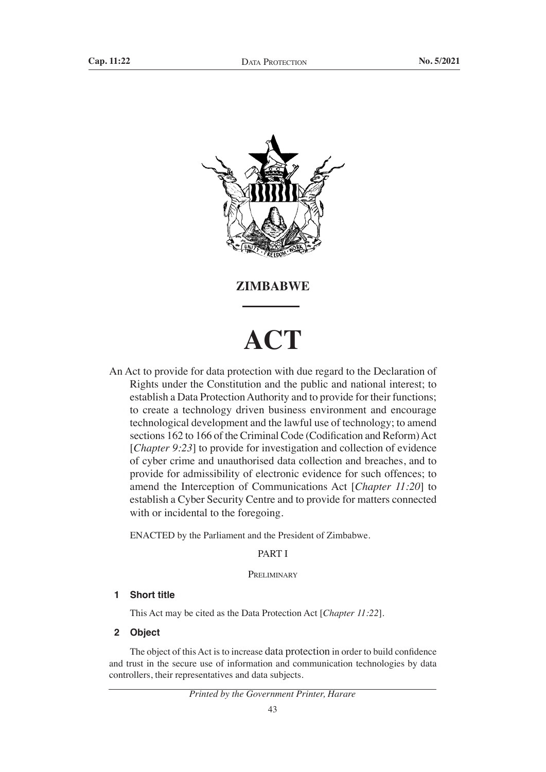# ZIMBABWE

# ACT

An Act to provide for data protection with due regard to the Declaration of Rights under the Constitution and the public and national interest; to establish a Data Protection Authority and to provide for their functions; to create a technology driven business environment and encourage technological development and the lawful use of technology; to amend sections 162 to 166 of the Criminal Code (Codification and Reform) Act [*Chapter 9:23*] to provide for investigation and collection of evidence of cyber crime and unauthorised data collection and breaches, and to provide for admissibility of electronic evidence for such offences; to amend the Interception of Communications Act [*Chapter 11:20*] to establish a Cyber Security Centre and to provide for matters connected with or incidental to the foregoing.

ENACTED by the Parliament and the President of Zimbabwe.

## PART I

## PRELIMINARY

### 1 Short title

This Act may be cited as the Data Protection Act [*Chapter 11:22*].

### 2 Object

The object of this Act is to increase data protection in order to build confidence and trust in the secure use of information and communication technologies by data controllers, their representatives and data subjects.

*Printed by the Government Printer, Harare*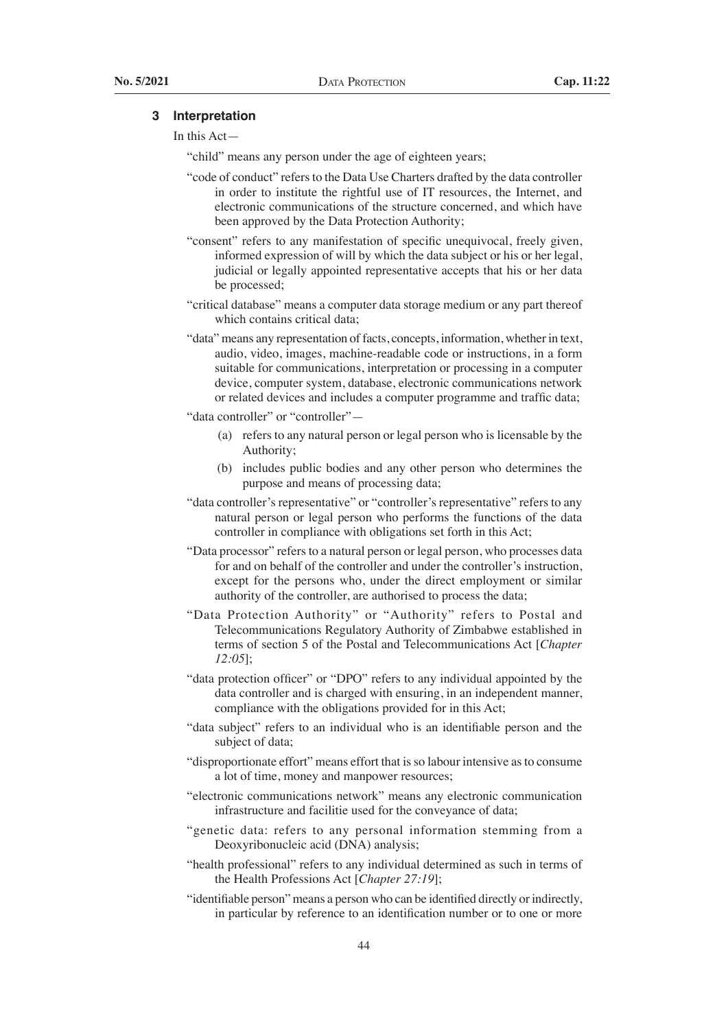### 3 Interpretation

In this Act—

"child" means any person under the age of eighteen years;

"code of conduct" refers to the Data Use Charters drafted by the data controller in order to institute the rightful use of IT resources, the Internet, and electronic communications of the structure concerned, and which have been approved by the Data Protection Authority;

"consent" refers to any manifestation of specific unequivocal, freely given, informed expression of will by which the data subject or his or her legal, judicial or legally appointed representative accepts that his or her data be processed;

"critical database" means a computer data storage medium or any part thereof which contains critical data;

"data" means any representation of facts, concepts, information, whether in text, audio, video, images, machine-readable code or instructions, in a form suitable for communications, interpretation or processing in a computer device, computer system, database, electronic communications network or related devices and includes a computer programme and traffic data;

"data controller" or "controller"—

(a) refers to any natural person or legal person who is licensable by the Authority;

(b) includes public bodies and any other person who determines the purpose and means of processing data;

"data controller's representative" or "controller's representative" refers to any natural person or legal person who performs the functions of the data controller in compliance with obligations set forth in this Act;

"Data processor" refers to a natural person or legal person, who processes data for and on behalf of the controller and under the controller's instruction, except for the persons who, under the direct employment or similar authority of the controller, are authorised to process the data;

"Data Protection Authority" or "Authority" refers to Postal and Telecommunications Regulatory Authority of Zimbabwe established in terms of section 5 of the Postal and Telecommunications Act [*Chapter 12:05*];

"data protection officer" or "DPO" refers to any individual appointed by the data controller and is charged with ensuring, in an independent manner, compliance with the obligations provided for in this Act;

"data subject" refers to an individual who is an identifiable person and the subject of data;

"disproportionate effort" means effort that is so labour intensive as to consume a lot of time, money and manpower resources;

"electronic communications network" means any electronic communication infrastructure and facilitie used for the conveyance of data;

"genetic data: refers to any personal information stemming from a Deoxyribonucleic acid (DNA) analysis;

"health professional" refers to any individual determined as such in terms of the Health Professions Act [*Chapter 27:19*];

"identifiable person" means a person who can be identified directly or indirectly, in particular by reference to an identification number or to one or more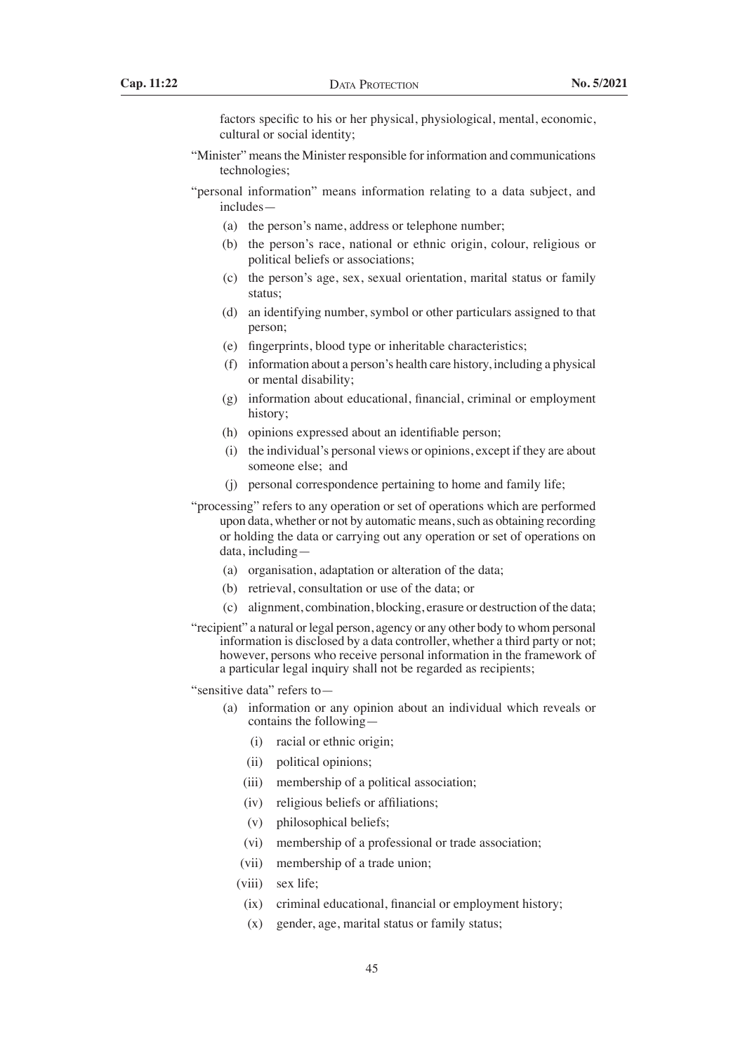factors specific to his or her physical, physiological, mental, economic, cultural or social identity;

"Minister" means the Minister responsible for information and communications technologies;

"personal information" means information relating to a data subject, and includes—

- (a) the person's name, address or telephone number;
- (b) the person's race, national or ethnic origin, colour, religious or political beliefs or associations;
- (c) the person's age, sex, sexual orientation, marital status or family status;
- (d) an identifying number, symbol or other particulars assigned to that person;
- (e) fingerprints, blood type or inheritable characteristics;
- (f) information about a person's health care history, including a physical or mental disability;
- (g) information about educational, financial, criminal or employment history;
- (h) opinions expressed about an identifiable person;
- (i) the individual's personal views or opinions, except if they are about someone else; and
- (j) personal correspondence pertaining to home and family life;

"processing" refers to any operation or set of operations which are performed upon data, whether or not by automatic means, such as obtaining recording or holding the data or carrying out any operation or set of operations on data, including—

- (a) organisation, adaptation or alteration of the data;
- (b) retrieval, consultation or use of the data; or
- (c) alignment, combination, blocking, erasure or destruction of the data;

"recipient" a natural or legal person, agency or any other body to whom personal information is disclosed by a data controller, whether a third party or not; however, persons who receive personal information in the framework of a particular legal inquiry shall not be regarded as recipients;

"sensitive data" refers to—

- (a) information or any opinion about an individual which reveals or contains the following—
  - (i) racial or ethnic origin;
  - (ii) political opinions;
  - (iii) membership of a political association;
  - (iv) religious beliefs or affiliations;
  - (v) philosophical beliefs;
  - (vi) membership of a professional or trade association;
  - (vii) membership of a trade union;
  - (viii) sex life;
  - (ix) criminal educational, financial or employment history;
  - (x) gender, age, marital status or family status;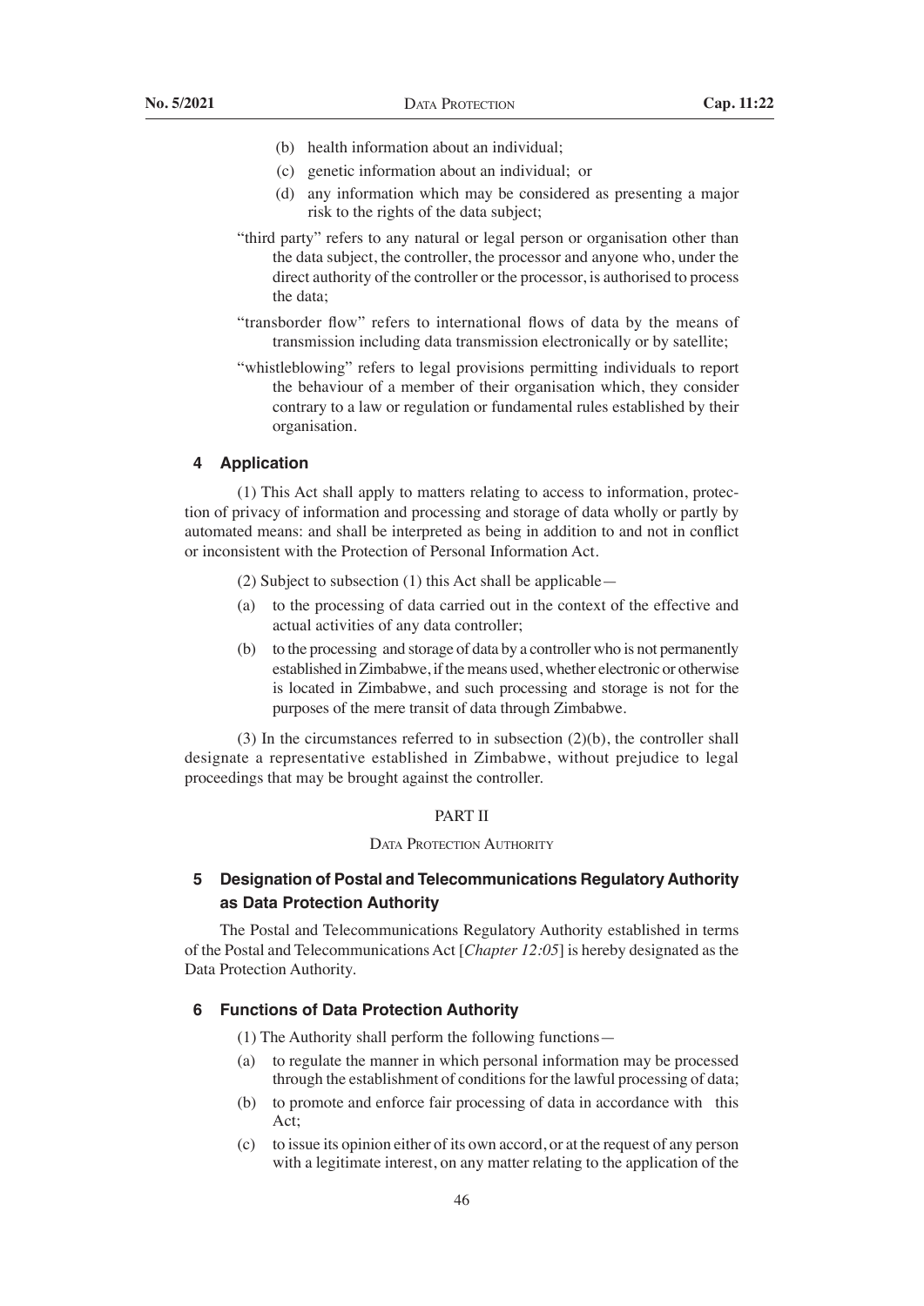(b) health information about an individual;

(c) genetic information about an individual; or

(d) any information which may be considered as presenting a major risk to the rights of the data subject;

"third party" refers to any natural or legal person or organisation other than the data subject, the controller, the processor and anyone who, under the direct authority of the controller or the processor, is authorised to process the data;

"transborder flow" refers to international flows of data by the means of transmission including data transmission electronically or by satellite;

"whistleblowing" refers to legal provisions permitting individuals to report the behaviour of a member of their organisation which, they consider contrary to a law or regulation or fundamental rules established by their organisation.

### 4 Application

(1) This Act shall apply to matters relating to access to information, protection of privacy of information and processing and storage of data wholly or partly by automated means: and shall be interpreted as being in addition to and not in conflict or inconsistent with the Protection of Personal Information Act.

(2) Subject to subsection (1) this Act shall be applicable—

(a) to the processing of data carried out in the context of the effective and actual activities of any data controller;

(b) to the processing and storage of data by a controller who is not permanently established in Zimbabwe, if the means used, whether electronic or otherwise is located in Zimbabwe, and such processing and storage is not for the purposes of the mere transit of data through Zimbabwe.

(3) In the circumstances referred to in subsection (2)(b), the controller shall designate a representative established in Zimbabwe, without prejudice to legal proceedings that may be brought against the controller.

## PART II

## Data Protection Authority

### 5 Designation of Postal and Telecommunications Regulatory Authority as Data Protection Authority

The Postal and Telecommunications Regulatory Authority established in terms of the Postal and Telecommunications Act [*Chapter 12:05*] is hereby designated as the Data Protection Authority.

### 6 Functions of Data Protection Authority

(1) The Authority shall perform the following functions—

(a) to regulate the manner in which personal information may be processed through the establishment of conditions for the lawful processing of data;

(b) to promote and enforce fair processing of data in accordance with this Act;

(c) to issue its opinion either of its own accord, or at the request of any person with a legitimate interest, on any matter relating to the application of the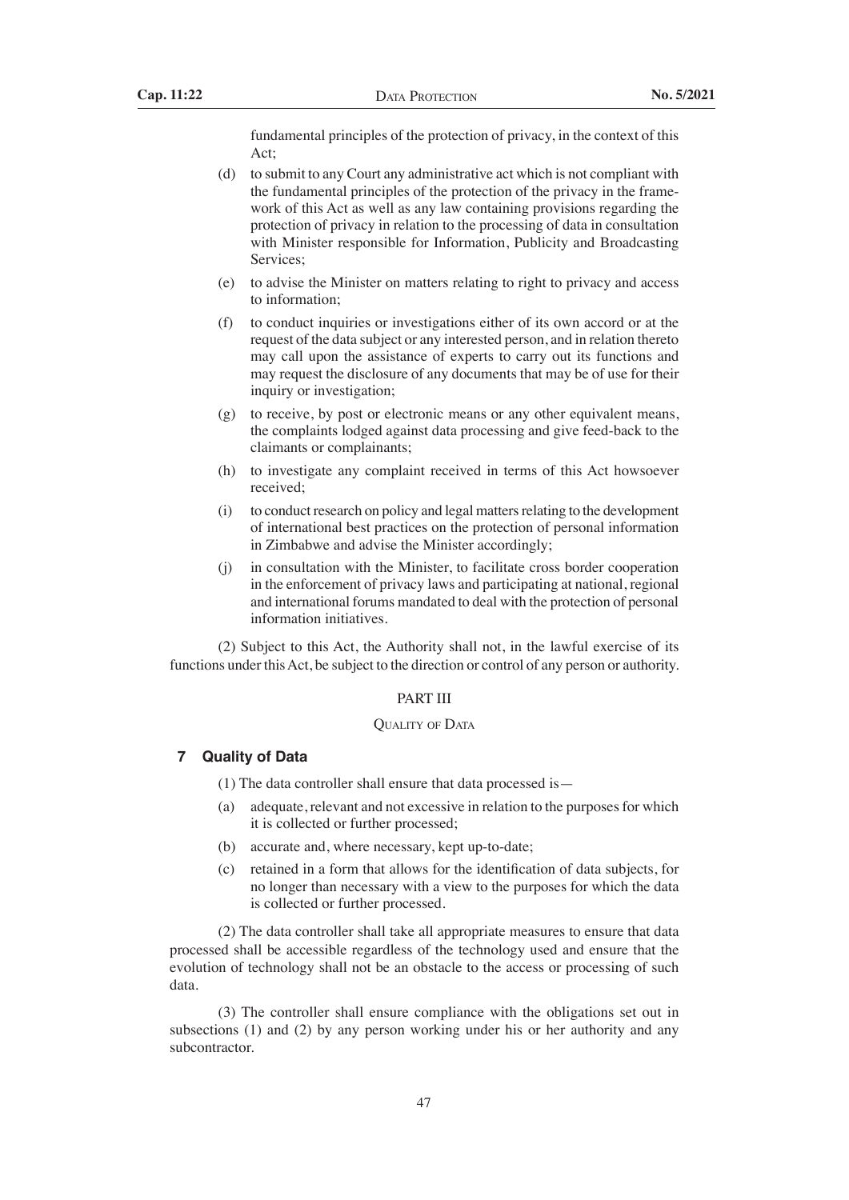fundamental principles of the protection of privacy, in the context of this Act;

(d) to submit to any Court any administrative act which is not compliant with the fundamental principles of the protection of the privacy in the framework of this Act as well as any law containing provisions regarding the protection of privacy in relation to the processing of data in consultation with Minister responsible for Information, Publicity and Broadcasting Services;

(e) to advise the Minister on matters relating to right to privacy and access to information;

(f) to conduct inquiries or investigations either of its own accord or at the request of the data subject or any interested person, and in relation thereto may call upon the assistance of experts to carry out its functions and may request the disclosure of any documents that may be of use for their inquiry or investigation;

(g) to receive, by post or electronic means or any other equivalent means, the complaints lodged against data processing and give feed-back to the claimants or complainants;

(h) to investigate any complaint received in terms of this Act howsoever received;

(i) to conduct research on policy and legal matters relating to the development of international best practices on the protection of personal information in Zimbabwe and advise the Minister accordingly;

(j) in consultation with the Minister, to facilitate cross border cooperation in the enforcement of privacy laws and participating at national, regional and international forums mandated to deal with the protection of personal information initiatives.

(2) Subject to this Act, the Authority shall not, in the lawful exercise of its functions under this Act, be subject to the direction or control of any person or authority.

## PART III

## QUALITY OF DATA

### 7 Quality of Data

(1) The data controller shall ensure that data processed is—

(a) adequate, relevant and not excessive in relation to the purposes for which it is collected or further processed;

(b) accurate and, where necessary, kept up-to-date;

(c) retained in a form that allows for the identification of data subjects, for no longer than necessary with a view to the purposes for which the data is collected or further processed.

(2) The data controller shall take all appropriate measures to ensure that data processed shall be accessible regardless of the technology used and ensure that the evolution of technology shall not be an obstacle to the access or processing of such data.

(3) The controller shall ensure compliance with the obligations set out in subsections (1) and (2) by any person working under his or her authority and any subcontractor.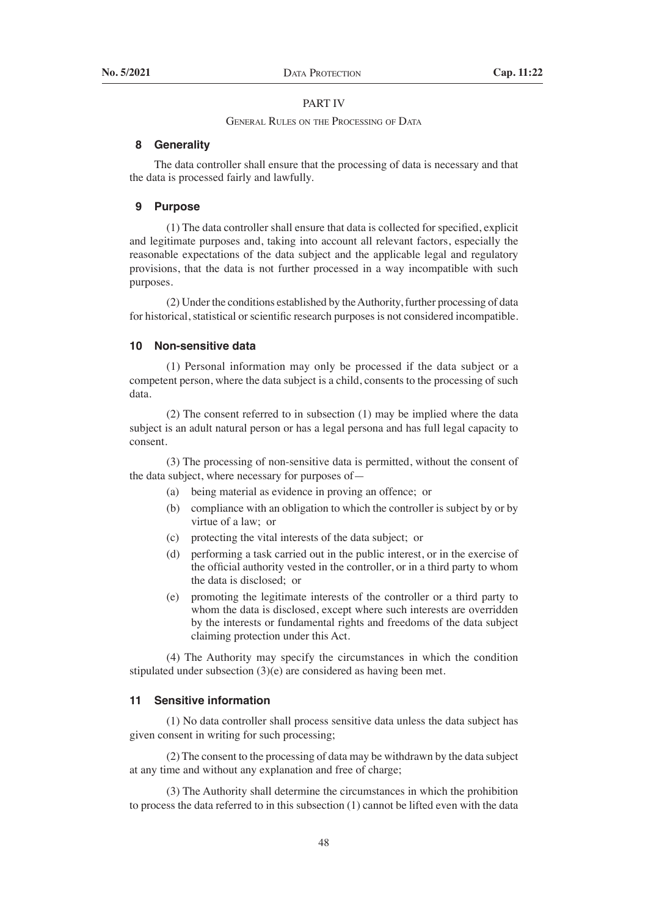PART IV

General Rules on the Processing of Data

### 8 Generality

The data controller shall ensure that the processing of data is necessary and that the data is processed fairly and lawfully.

### 9 Purpose

(1) The data controller shall ensure that data is collected for specified, explicit and legitimate purposes and, taking into account all relevant factors, especially the reasonable expectations of the data subject and the applicable legal and regulatory provisions, that the data is not further processed in a way incompatible with such purposes.

(2) Under the conditions established by the Authority, further processing of data for historical, statistical or scientific research purposes is not considered incompatible.

### 10 Non-sensitive data

(1) Personal information may only be processed if the data subject or a competent person, where the data subject is a child, consents to the processing of such data.

(2) The consent referred to in subsection (1) may be implied where the data subject is an adult natural person or has a legal persona and has full legal capacity to consent.

(3) The processing of non-sensitive data is permitted, without the consent of the data subject, where necessary for purposes of—

- (a) being material as evidence in proving an offence; or
- (b) compliance with an obligation to which the controller is subject by or by virtue of a law; or
- (c) protecting the vital interests of the data subject; or
- (d) performing a task carried out in the public interest, or in the exercise of the official authority vested in the controller, or in a third party to whom the data is disclosed; or
- (e) promoting the legitimate interests of the controller or a third party to whom the data is disclosed, except where such interests are overridden by the interests or fundamental rights and freedoms of the data subject claiming protection under this Act.

(4) The Authority may specify the circumstances in which the condition stipulated under subsection (3)(e) are considered as having been met.

### 11 Sensitive information

(1) No data controller shall process sensitive data unless the data subject has given consent in writing for such processing;

(2) The consent to the processing of data may be withdrawn by the data subject at any time and without any explanation and free of charge;

(3) The Authority shall determine the circumstances in which the prohibition to process the data referred to in this subsection (1) cannot be lifted even with the data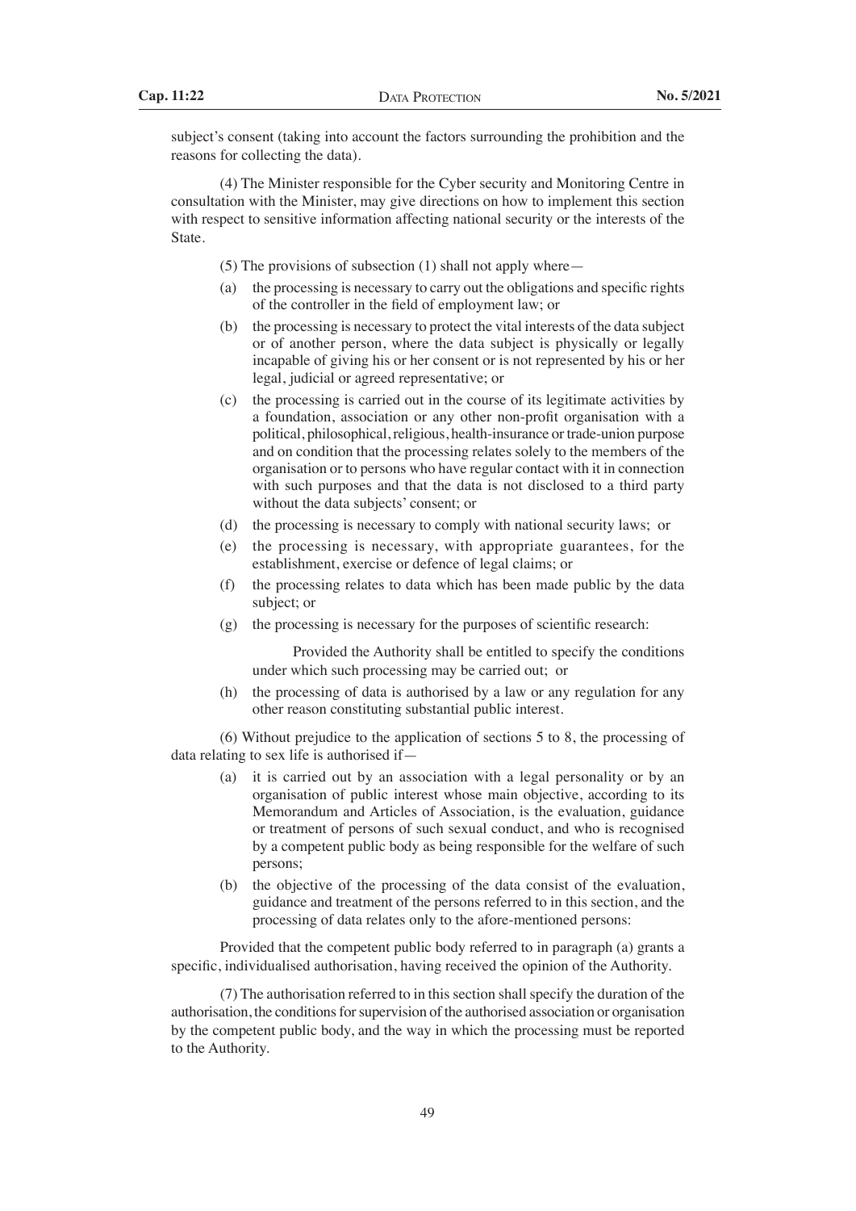subject's consent (taking into account the factors surrounding the prohibition and the reasons for collecting the data).

(4) The Minister responsible for the Cyber security and Monitoring Centre in consultation with the Minister, may give directions on how to implement this section with respect to sensitive information affecting national security or the interests of the State.

(5) The provisions of subsection (1) shall not apply where—

(a) the processing is necessary to carry out the obligations and specific rights of the controller in the field of employment law; or

(b) the processing is necessary to protect the vital interests of the data subject or of another person, where the data subject is physically or legally incapable of giving his or her consent or is not represented by his or her legal, judicial or agreed representative; or

(c) the processing is carried out in the course of its legitimate activities by a foundation, association or any other non-profit organisation with a political, philosophical, religious, health-insurance or trade-union purpose and on condition that the processing relates solely to the members of the organisation or to persons who have regular contact with it in connection with such purposes and that the data is not disclosed to a third party without the data subjects' consent; or

(d) the processing is necessary to comply with national security laws; or

(e) the processing is necessary, with appropriate guarantees, for the establishment, exercise or defence of legal claims; or

(f) the processing relates to data which has been made public by the data subject; or

(g) the processing is necessary for the purposes of scientific research:

Provided the Authority shall be entitled to specify the conditions under which such processing may be carried out; or

(h) the processing of data is authorised by a law or any regulation for any other reason constituting substantial public interest.

(6) Without prejudice to the application of sections 5 to 8, the processing of data relating to sex life is authorised if—

(a) it is carried out by an association with a legal personality or by an organisation of public interest whose main objective, according to its Memorandum and Articles of Association, is the evaluation, guidance or treatment of persons of such sexual conduct, and who is recognised by a competent public body as being responsible for the welfare of such persons;

(b) the objective of the processing of the data consist of the evaluation, guidance and treatment of the persons referred to in this section, and the processing of data relates only to the afore-mentioned persons:

Provided that the competent public body referred to in paragraph (a) grants a specific, individualised authorisation, having received the opinion of the Authority.

(7) The authorisation referred to in this section shall specify the duration of the authorisation, the conditions for supervision of the authorised association or organisation by the competent public body, and the way in which the processing must be reported to the Authority.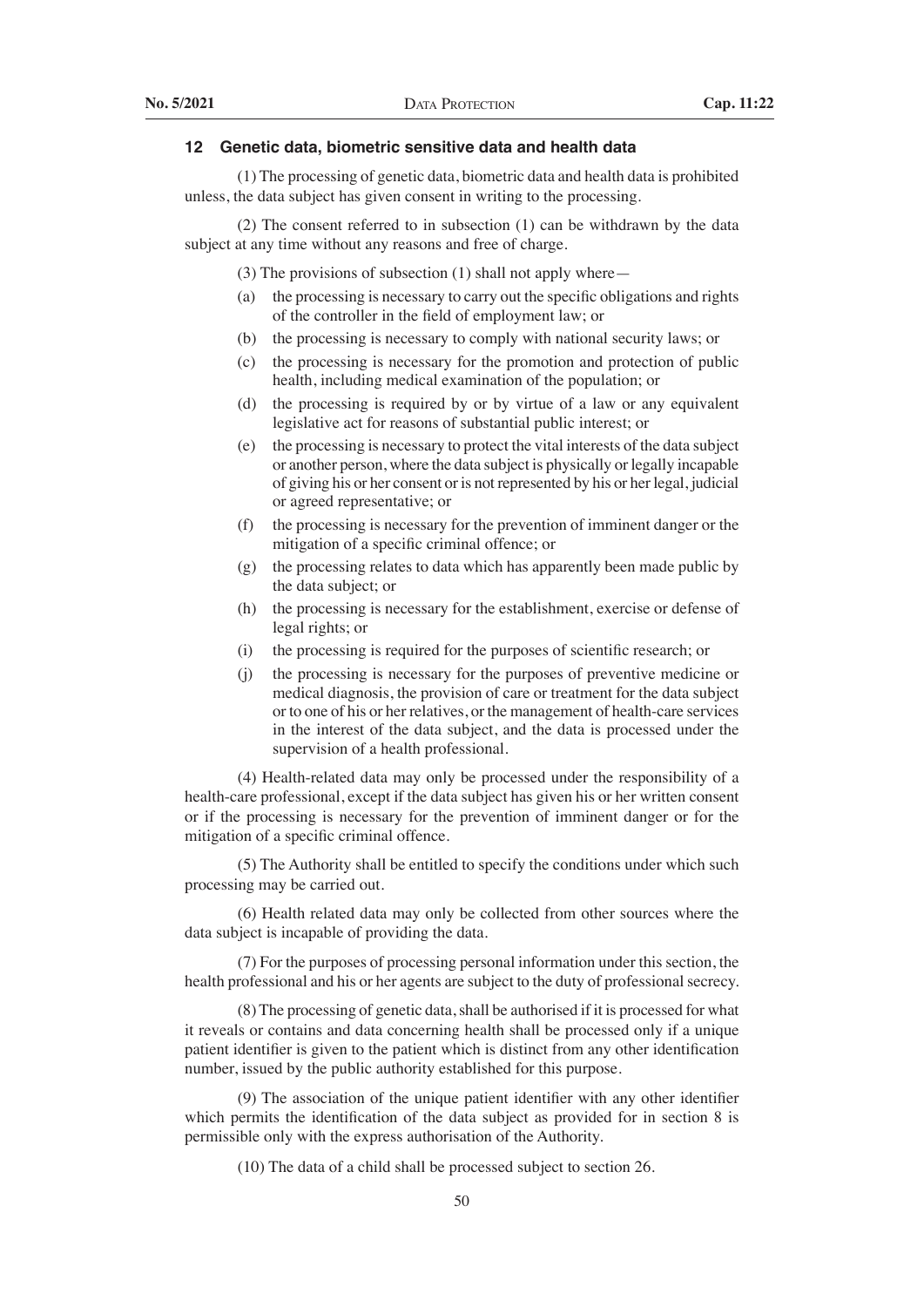### 12 Genetic data, biometric sensitive data and health data

(1) The processing of genetic data, biometric data and health data is prohibited unless, the data subject has given consent in writing to the processing.

(2) The consent referred to in subsection (1) can be withdrawn by the data subject at any time without any reasons and free of charge.

(3) The provisions of subsection (1) shall not apply where—

(a) the processing is necessary to carry out the specific obligations and rights of the controller in the field of employment law; or

(b) the processing is necessary to comply with national security laws; or

(c) the processing is necessary for the promotion and protection of public health, including medical examination of the population; or

(d) the processing is required by or by virtue of a law or any equivalent legislative act for reasons of substantial public interest; or

(e) the processing is necessary to protect the vital interests of the data subject or another person, where the data subject is physically or legally incapable of giving his or her consent or is not represented by his or her legal, judicial or agreed representative; or

(f) the processing is necessary for the prevention of imminent danger or the mitigation of a specific criminal offence; or

(g) the processing relates to data which has apparently been made public by the data subject; or

(h) the processing is necessary for the establishment, exercise or defense of legal rights; or

(i) the processing is required for the purposes of scientific research; or

(j) the processing is necessary for the purposes of preventive medicine or medical diagnosis, the provision of care or treatment for the data subject or to one of his or her relatives, or the management of health-care services in the interest of the data subject, and the data is processed under the supervision of a health professional.

(4) Health-related data may only be processed under the responsibility of a health-care professional, except if the data subject has given his or her written consent or if the processing is necessary for the prevention of imminent danger or for the mitigation of a specific criminal offence.

(5) The Authority shall be entitled to specify the conditions under which such processing may be carried out.

(6) Health related data may only be collected from other sources where the data subject is incapable of providing the data.

(7) For the purposes of processing personal information under this section, the health professional and his or her agents are subject to the duty of professional secrecy.

(8) The processing of genetic data, shall be authorised if it is processed for what it reveals or contains and data concerning health shall be processed only if a unique patient identifier is given to the patient which is distinct from any other identification number, issued by the public authority established for this purpose.

(9) The association of the unique patient identifier with any other identifier which permits the identification of the data subject as provided for in section 8 is permissible only with the express authorisation of the Authority.

(10) The data of a child shall be processed subject to section 26.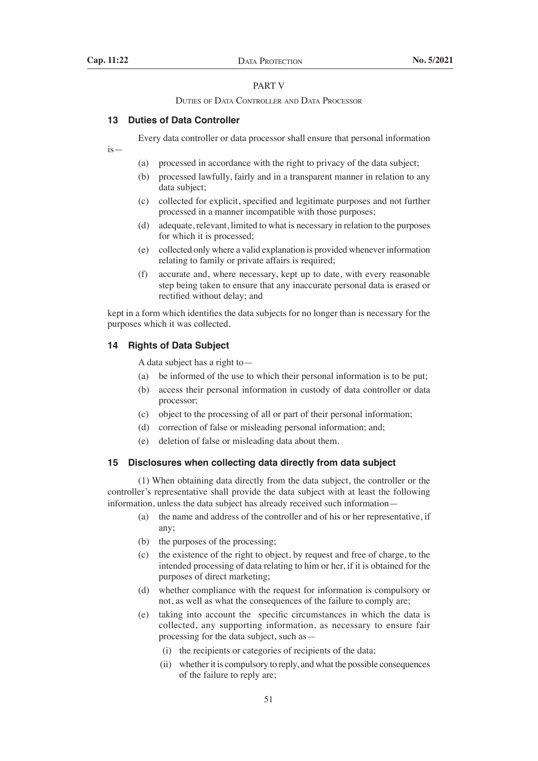## PART V

### Duties of Data Controller and Data Processor

### 13 Duties of Data Controller

Every data controller or data processor shall ensure that personal information is—

(a) processed in accordance with the right to privacy of the data subject;

(b) processed lawfully, fairly and in a transparent manner in relation to any data subject;

(c) collected for explicit, specified and legitimate purposes and not further processed in a manner incompatible with those purposes;

(d) adequate, relevant, limited to what is necessary in relation to the purposes for which it is processed;

(e) collected only where a valid explanation is provided whenever information relating to family or private affairs is required;

(f) accurate and, where necessary, kept up to date, with every reasonable step being taken to ensure that any inaccurate personal data is erased or rectified without delay; and

kept in a form which identifies the data subjects for no longer than is necessary for the purposes which it was collected.

### 14 Rights of Data Subject

A data subject has a right to—

(a) be informed of the use to which their personal information is to be put;

(b) access their personal information in custody of data controller or data processor;

(c) object to the processing of all or part of their personal information;

(d) correction of false or misleading personal information; and;

(e) deletion of false or misleading data about them.

### 15 Disclosures when collecting data directly from data subject

(1) When obtaining data directly from the data subject, the controller or the controller's representative shall provide the data subject with at least the following information, unless the data subject has already received such information—

(a) the name and address of the controller and of his or her representative, if any;

(b) the purposes of the processing;

(c) the existence of the right to object, by request and free of charge, to the intended processing of data relating to him or her, if it is obtained for the purposes of direct marketing;

(d) whether compliance with the request for information is compulsory or not, as well as what the consequences of the failure to comply are;

(e) taking into account the specific circumstances in which the data is collected, any supporting information, as necessary to ensure fair processing for the data subject, such as—

(i) the recipients or categories of recipients of the data;

(ii) whether it is compulsory to reply, and what the possible consequences of the failure to reply are;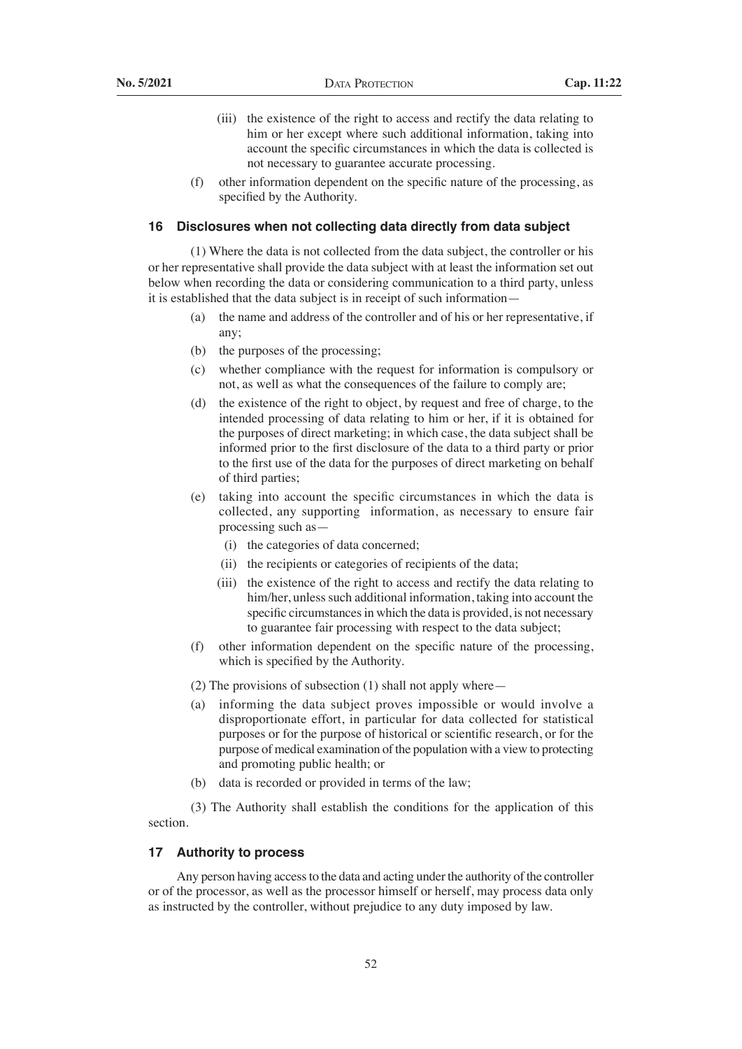(iii) the existence of the right to access and rectify the data relating to him or her except where such additional information, taking into account the specific circumstances in which the data is collected is not necessary to guarantee accurate processing.

(f) other information dependent on the specific nature of the processing, as specified by the Authority.

### 16 Disclosures when not collecting data directly from data subject

(1) Where the data is not collected from the data subject, the controller or his or her representative shall provide the data subject with at least the information set out below when recording the data or considering communication to a third party, unless it is established that the data subject is in receipt of such information—

(a) the name and address of the controller and of his or her representative, if any;

(b) the purposes of the processing;

(c) whether compliance with the request for information is compulsory or not, as well as what the consequences of the failure to comply are;

(d) the existence of the right to object, by request and free of charge, to the intended processing of data relating to him or her, if it is obtained for the purposes of direct marketing; in which case, the data subject shall be informed prior to the first disclosure of the data to a third party or prior to the first use of the data for the purposes of direct marketing on behalf of third parties;

(e) taking into account the specific circumstances in which the data is collected, any supporting information, as necessary to ensure fair processing such as—

(i) the categories of data concerned;

(ii) the recipients or categories of recipients of the data;

(iii) the existence of the right to access and rectify the data relating to him/her, unless such additional information, taking into account the specific circumstances in which the data is provided, is not necessary to guarantee fair processing with respect to the data subject;

(f) other information dependent on the specific nature of the processing, which is specified by the Authority.

(2) The provisions of subsection (1) shall not apply where—

(a) informing the data subject proves impossible or would involve a disproportionate effort, in particular for data collected for statistical purposes or for the purpose of historical or scientific research, or for the purpose of medical examination of the population with a view to protecting and promoting public health; or

(b) data is recorded or provided in terms of the law;

(3) The Authority shall establish the conditions for the application of this section.

### 17 Authority to process

Any person having access to the data and acting under the authority of the controller or of the processor, as well as the processor himself or herself, may process data only as instructed by the controller, without prejudice to any duty imposed by law.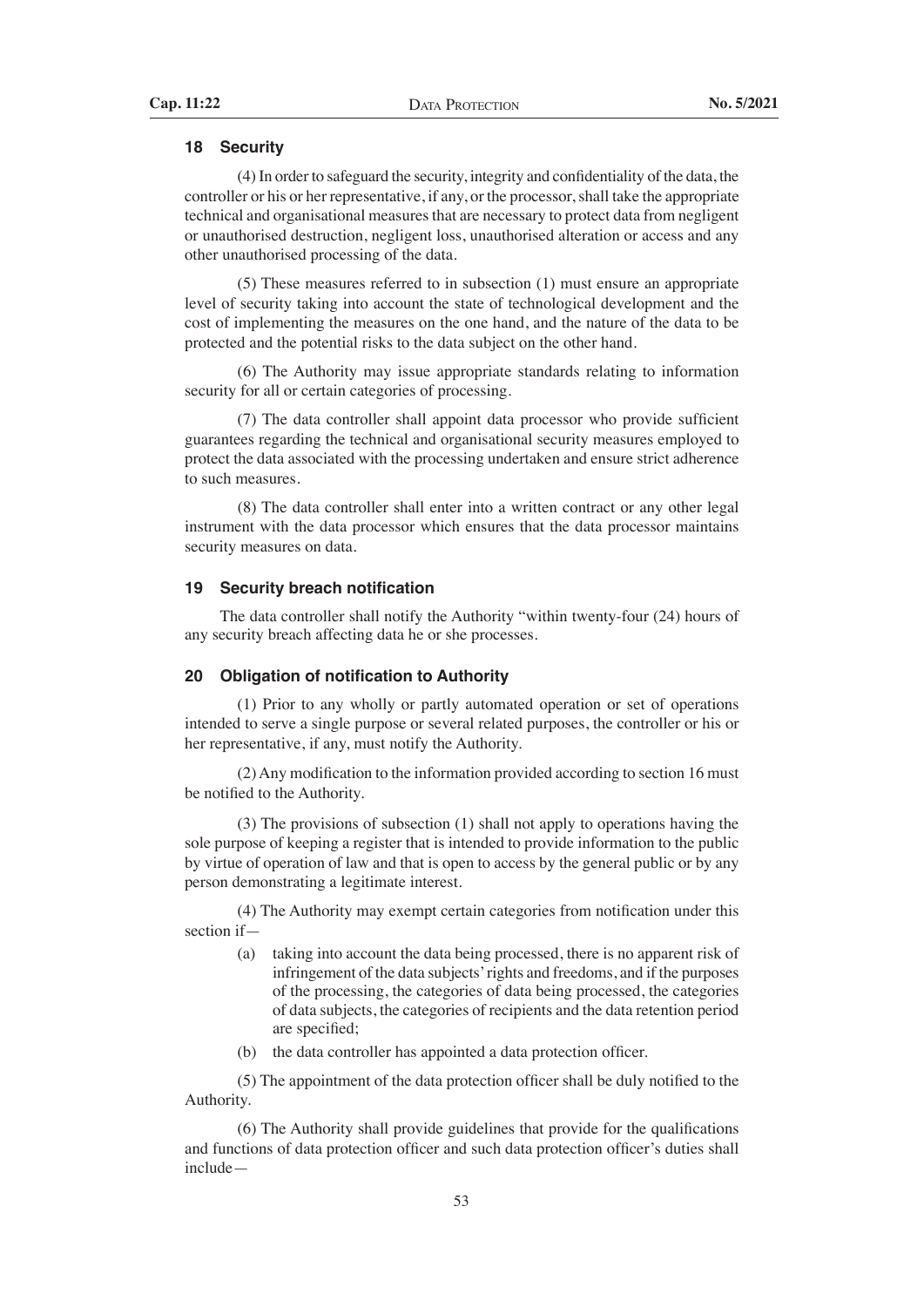### 18 Security

(4) In order to safeguard the security, integrity and confidentiality of the data, the controller or his or her representative, if any, or the processor, shall take the appropriate technical and organisational measures that are necessary to protect data from negligent or unauthorised destruction, negligent loss, unauthorised alteration or access and any other unauthorised processing of the data.

(5) These measures referred to in subsection (1) must ensure an appropriate level of security taking into account the state of technological development and the cost of implementing the measures on the one hand, and the nature of the data to be protected and the potential risks to the data subject on the other hand.

(6) The Authority may issue appropriate standards relating to information security for all or certain categories of processing.

(7) The data controller shall appoint data processor who provide sufficient guarantees regarding the technical and organisational security measures employed to protect the data associated with the processing undertaken and ensure strict adherence to such measures.

(8) The data controller shall enter into a written contract or any other legal instrument with the data processor which ensures that the data processor maintains security measures on data.

### 19 Security breach notification

The data controller shall notify the Authority "within twenty-four (24) hours of any security breach affecting data he or she processes.

### 20 Obligation of notification to Authority

(1) Prior to any wholly or partly automated operation or set of operations intended to serve a single purpose or several related purposes, the controller or his or her representative, if any, must notify the Authority.

(2) Any modification to the information provided according to section 16 must be notified to the Authority.

(3) The provisions of subsection (1) shall not apply to operations having the sole purpose of keeping a register that is intended to provide information to the public by virtue of operation of law and that is open to access by the general public or by any person demonstrating a legitimate interest.

(4) The Authority may exempt certain categories from notification under this section if—

- (a) taking into account the data being processed, there is no apparent risk of infringement of the data subjects' rights and freedoms, and if the purposes of the processing, the categories of data being processed, the categories of data subjects, the categories of recipients and the data retention period are specified;
- (b) the data controller has appointed a data protection officer.

(5) The appointment of the data protection officer shall be duly notified to the Authority.

(6) The Authority shall provide guidelines that provide for the qualifications and functions of data protection officer and such data protection officer's duties shall include—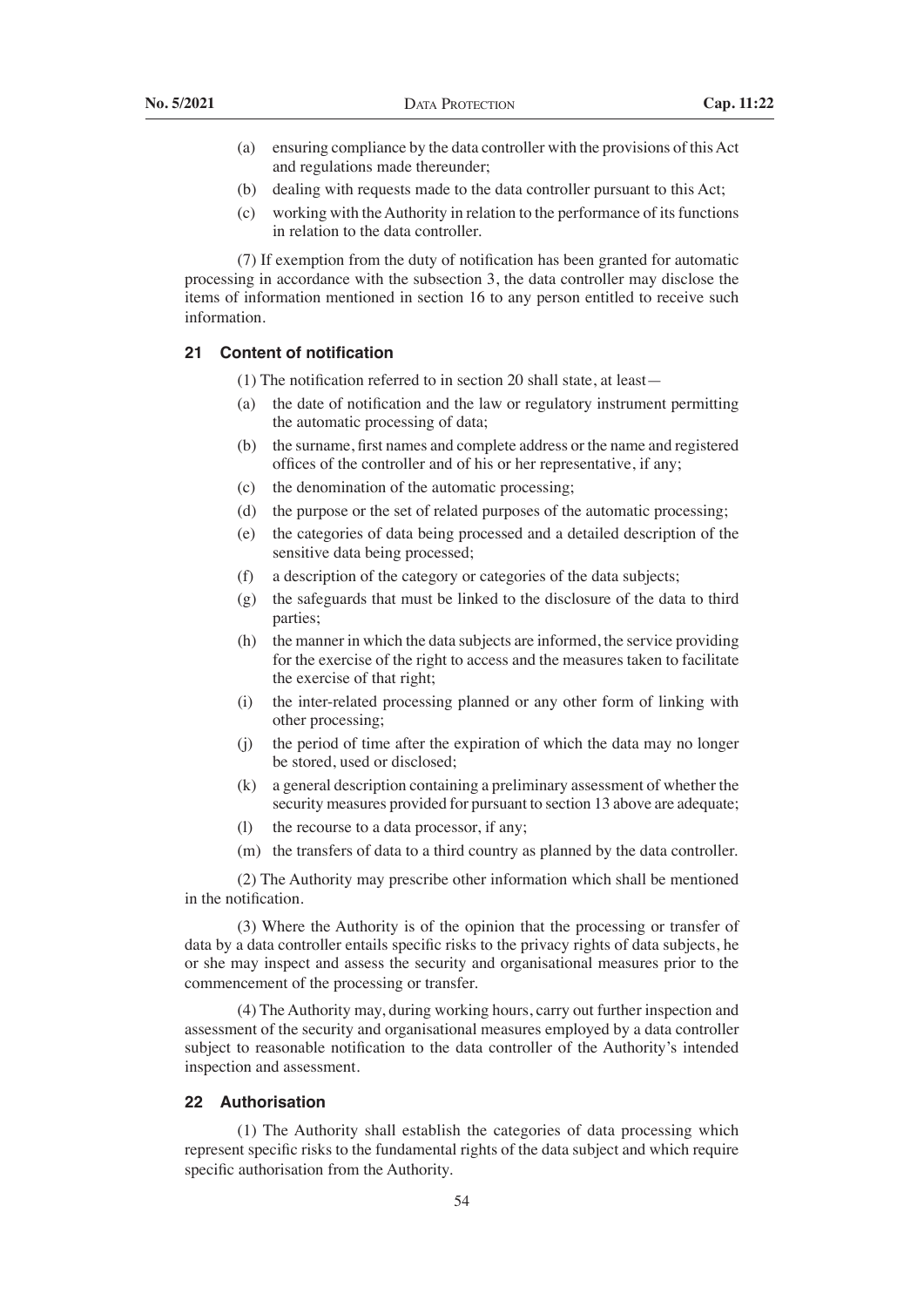(a) ensuring compliance by the data controller with the provisions of this Act and regulations made thereunder;

(b) dealing with requests made to the data controller pursuant to this Act;

(c) working with the Authority in relation to the performance of its functions in relation to the data controller.

(7) If exemption from the duty of notification has been granted for automatic processing in accordance with the subsection 3, the data controller may disclose the items of information mentioned in section 16 to any person entitled to receive such information.

### 21 Content of notification

(1) The notification referred to in section 20 shall state, at least—

(a) the date of notification and the law or regulatory instrument permitting the automatic processing of data;

(b) the surname, first names and complete address or the name and registered offices of the controller and of his or her representative, if any;

(c) the denomination of the automatic processing;

(d) the purpose or the set of related purposes of the automatic processing;

(e) the categories of data being processed and a detailed description of the sensitive data being processed;

(f) a description of the category or categories of the data subjects;

(g) the safeguards that must be linked to the disclosure of the data to third parties;

(h) the manner in which the data subjects are informed, the service providing for the exercise of the right to access and the measures taken to facilitate the exercise of that right;

(i) the inter-related processing planned or any other form of linking with other processing;

(j) the period of time after the expiration of which the data may no longer be stored, used or disclosed;

(k) a general description containing a preliminary assessment of whether the security measures provided for pursuant to section 13 above are adequate;

(l) the recourse to a data processor, if any;

(m) the transfers of data to a third country as planned by the data controller.

(2) The Authority may prescribe other information which shall be mentioned in the notification.

(3) Where the Authority is of the opinion that the processing or transfer of data by a data controller entails specific risks to the privacy rights of data subjects, he or she may inspect and assess the security and organisational measures prior to the commencement of the processing or transfer.

(4) The Authority may, during working hours, carry out further inspection and assessment of the security and organisational measures employed by a data controller subject to reasonable notification to the data controller of the Authority's intended inspection and assessment.

### 22 Authorisation

(1) The Authority shall establish the categories of data processing which represent specific risks to the fundamental rights of the data subject and which require specific authorisation from the Authority.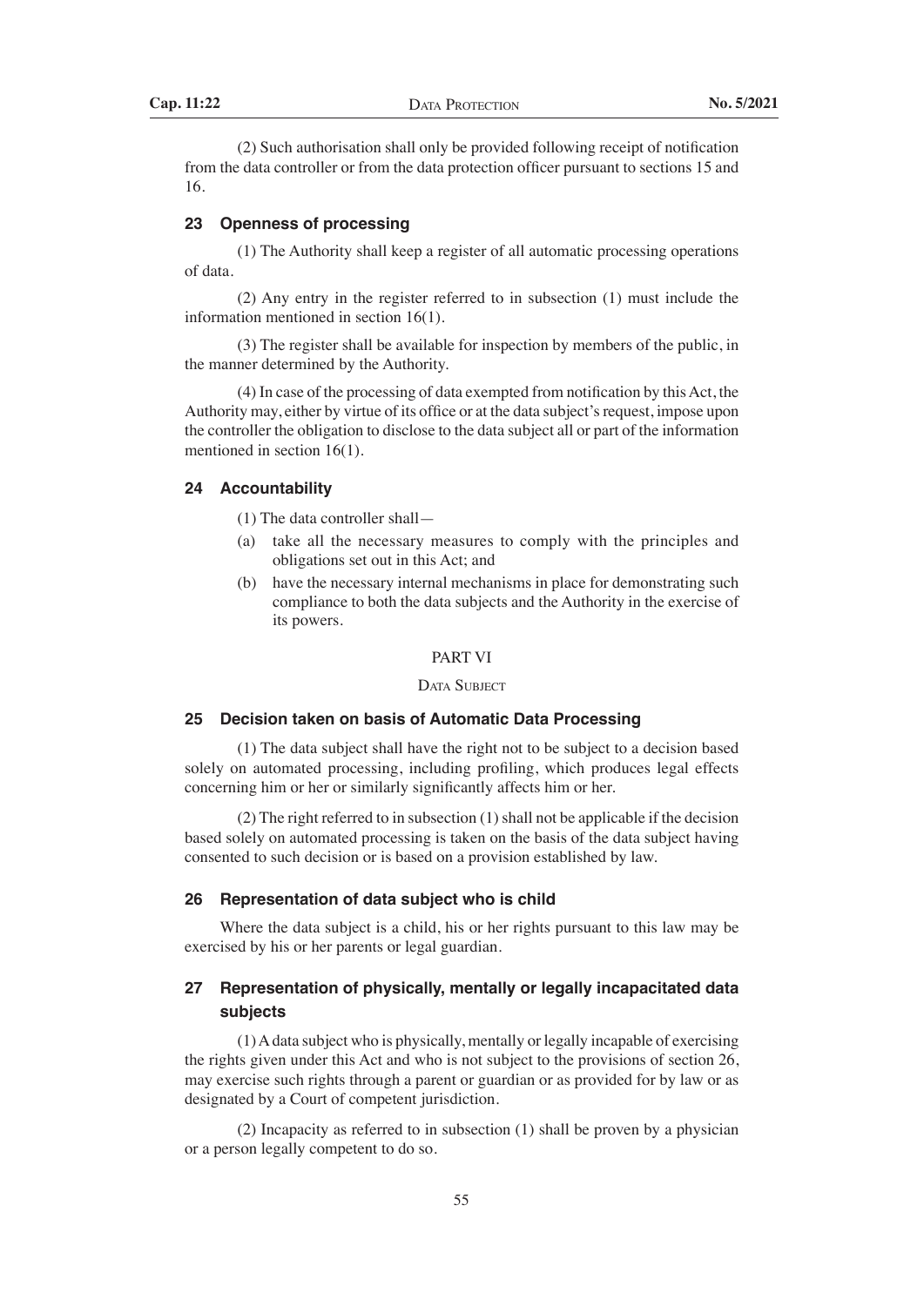(2) Such authorisation shall only be provided following receipt of notification from the data controller or from the data protection officer pursuant to sections 15 and 16.

### 23 Openness of processing

(1) The Authority shall keep a register of all automatic processing operations of data.

(2) Any entry in the register referred to in subsection (1) must include the information mentioned in section 16(1).

(3) The register shall be available for inspection by members of the public, in the manner determined by the Authority.

(4) In case of the processing of data exempted from notification by this Act, the Authority may, either by virtue of its office or at the data subject's request, impose upon the controller the obligation to disclose to the data subject all or part of the information mentioned in section 16(1).

### 24 Accountability

(1) The data controller shall—

(a) take all the necessary measures to comply with the principles and obligations set out in this Act; and

(b) have the necessary internal mechanisms in place for demonstrating such compliance to both the data subjects and the Authority in the exercise of its powers.

## PART VI

## Data Subject

### 25 Decision taken on basis of Automatic Data Processing

(1) The data subject shall have the right not to be subject to a decision based solely on automated processing, including profiling, which produces legal effects concerning him or her or similarly significantly affects him or her.

(2) The right referred to in subsection (1) shall not be applicable if the decision based solely on automated processing is taken on the basis of the data subject having consented to such decision or is based on a provision established by law.

### 26 Representation of data subject who is child

Where the data subject is a child, his or her rights pursuant to this law may be exercised by his or her parents or legal guardian.

### 27 Representation of physically, mentally or legally incapacitated data subjects

(1) A data subject who is physically, mentally or legally incapable of exercising the rights given under this Act and who is not subject to the provisions of section 26, may exercise such rights through a parent or guardian or as provided for by law or as designated by a Court of competent jurisdiction.

(2) Incapacity as referred to in subsection (1) shall be proven by a physician or a person legally competent to do so.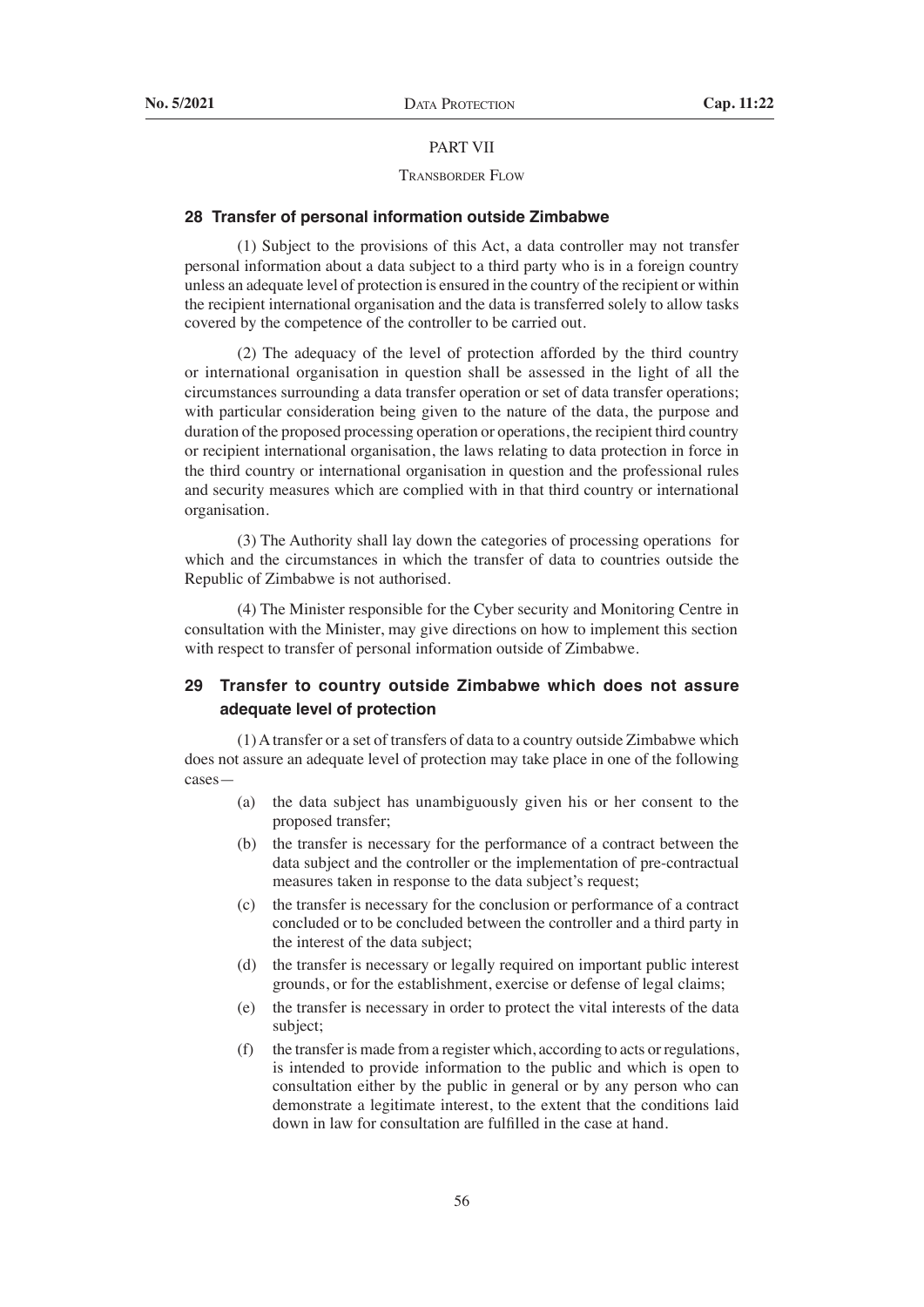## PART VII

### Transborder Flow

#### 28 Transfer of personal information outside Zimbabwe

(1) Subject to the provisions of this Act, a data controller may not transfer personal information about a data subject to a third party who is in a foreign country unless an adequate level of protection is ensured in the country of the recipient or within the recipient international organisation and the data is transferred solely to allow tasks covered by the competence of the controller to be carried out.

(2) The adequacy of the level of protection afforded by the third country or international organisation in question shall be assessed in the light of all the circumstances surrounding a data transfer operation or set of data transfer operations; with particular consideration being given to the nature of the data, the purpose and duration of the proposed processing operation or operations, the recipient third country or recipient international organisation, the laws relating to data protection in force in the third country or international organisation in question and the professional rules and security measures which are complied with in that third country or international organisation.

(3) The Authority shall lay down the categories of processing operations for which and the circumstances in which the transfer of data to countries outside the Republic of Zimbabwe is not authorised.

(4) The Minister responsible for the Cyber security and Monitoring Centre in consultation with the Minister, may give directions on how to implement this section with respect to transfer of personal information outside of Zimbabwe.

#### 29 Transfer to country outside Zimbabwe which does not assure adequate level of protection

(1) A transfer or a set of transfers of data to a country outside Zimbabwe which does not assure an adequate level of protection may take place in one of the following cases—

- (a) the data subject has unambiguously given his or her consent to the proposed transfer;
- (b) the transfer is necessary for the performance of a contract between the data subject and the controller or the implementation of pre-contractual measures taken in response to the data subject's request;
- (c) the transfer is necessary for the conclusion or performance of a contract concluded or to be concluded between the controller and a third party in the interest of the data subject;
- (d) the transfer is necessary or legally required on important public interest grounds, or for the establishment, exercise or defense of legal claims;
- (e) the transfer is necessary in order to protect the vital interests of the data subject;
- (f) the transfer is made from a register which, according to acts or regulations, is intended to provide information to the public and which is open to consultation either by the public in general or by any person who can demonstrate a legitimate interest, to the extent that the conditions laid down in law for consultation are fulfilled in the case at hand.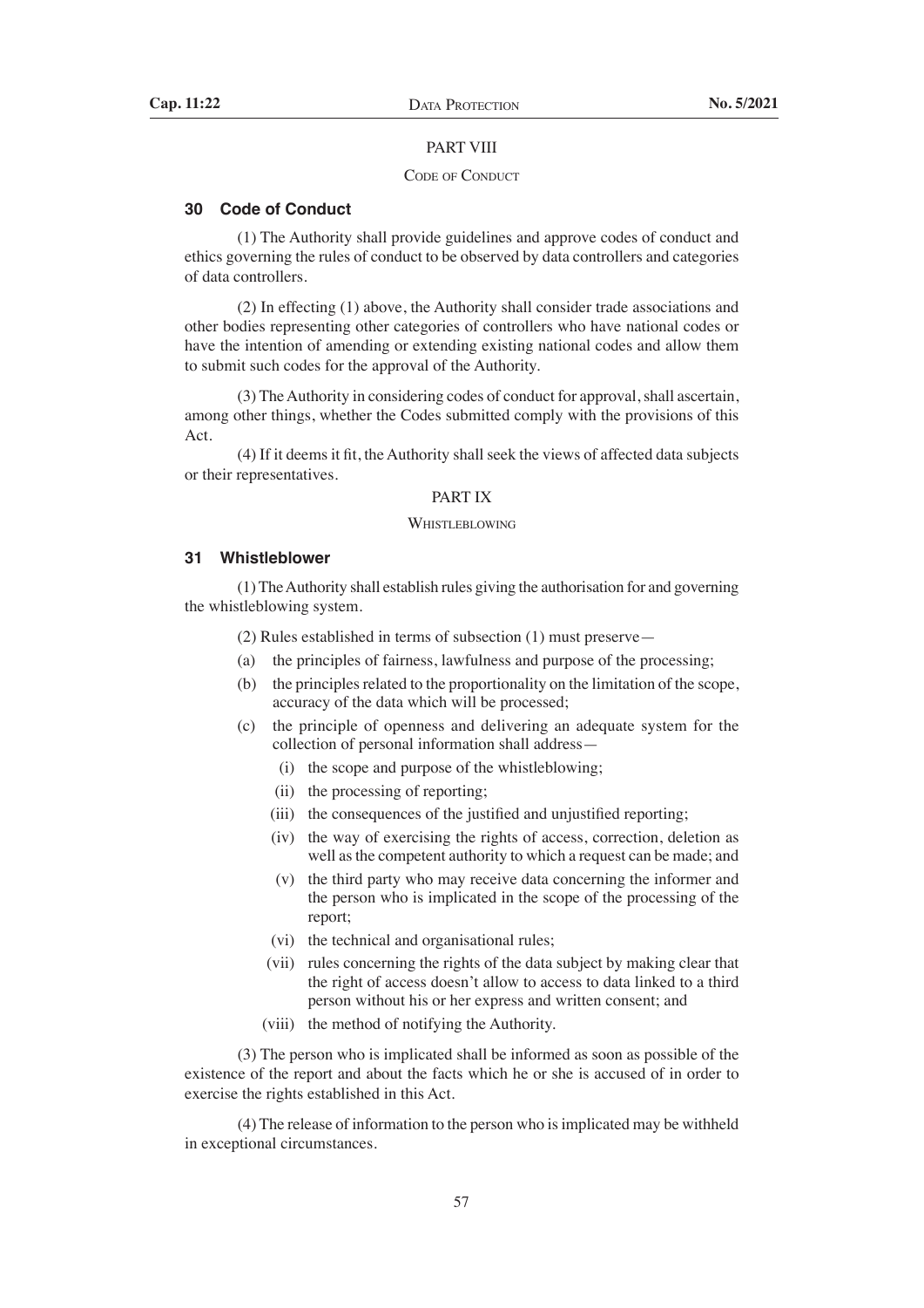## PART VIII

### Code of Conduct

### 30 Code of Conduct

(1) The Authority shall provide guidelines and approve codes of conduct and ethics governing the rules of conduct to be observed by data controllers and categories of data controllers.

(2) In effecting (1) above, the Authority shall consider trade associations and other bodies representing other categories of controllers who have national codes or have the intention of amending or extending existing national codes and allow them to submit such codes for the approval of the Authority.

(3) The Authority in considering codes of conduct for approval, shall ascertain, among other things, whether the Codes submitted comply with the provisions of this Act.

(4) If it deems it fit, the Authority shall seek the views of affected data subjects or their representatives.

## PART IX

### Whistleblowing

### 31 Whistleblower

(1) The Authority shall establish rules giving the authorisation for and governing the whistleblowing system.

(2) Rules established in terms of subsection (1) must preserve—

(a) the principles of fairness, lawfulness and purpose of the processing;

(b) the principles related to the proportionality on the limitation of the scope, accuracy of the data which will be processed;

(c) the principle of openness and delivering an adequate system for the collection of personal information shall address—

(i) the scope and purpose of the whistleblowing;

(ii) the processing of reporting;

(iii) the consequences of the justified and unjustified reporting;

(iv) the way of exercising the rights of access, correction, deletion as well as the competent authority to which a request can be made; and

(v) the third party who may receive data concerning the informer and the person who is implicated in the scope of the processing of the report;

(vi) the technical and organisational rules;

(vii) rules concerning the rights of the data subject by making clear that the right of access doesn't allow to access to data linked to a third person without his or her express and written consent; and

(viii) the method of notifying the Authority.

(3) The person who is implicated shall be informed as soon as possible of the existence of the report and about the facts which he or she is accused of in order to exercise the rights established in this Act.

(4) The release of information to the person who is implicated may be withheld in exceptional circumstances.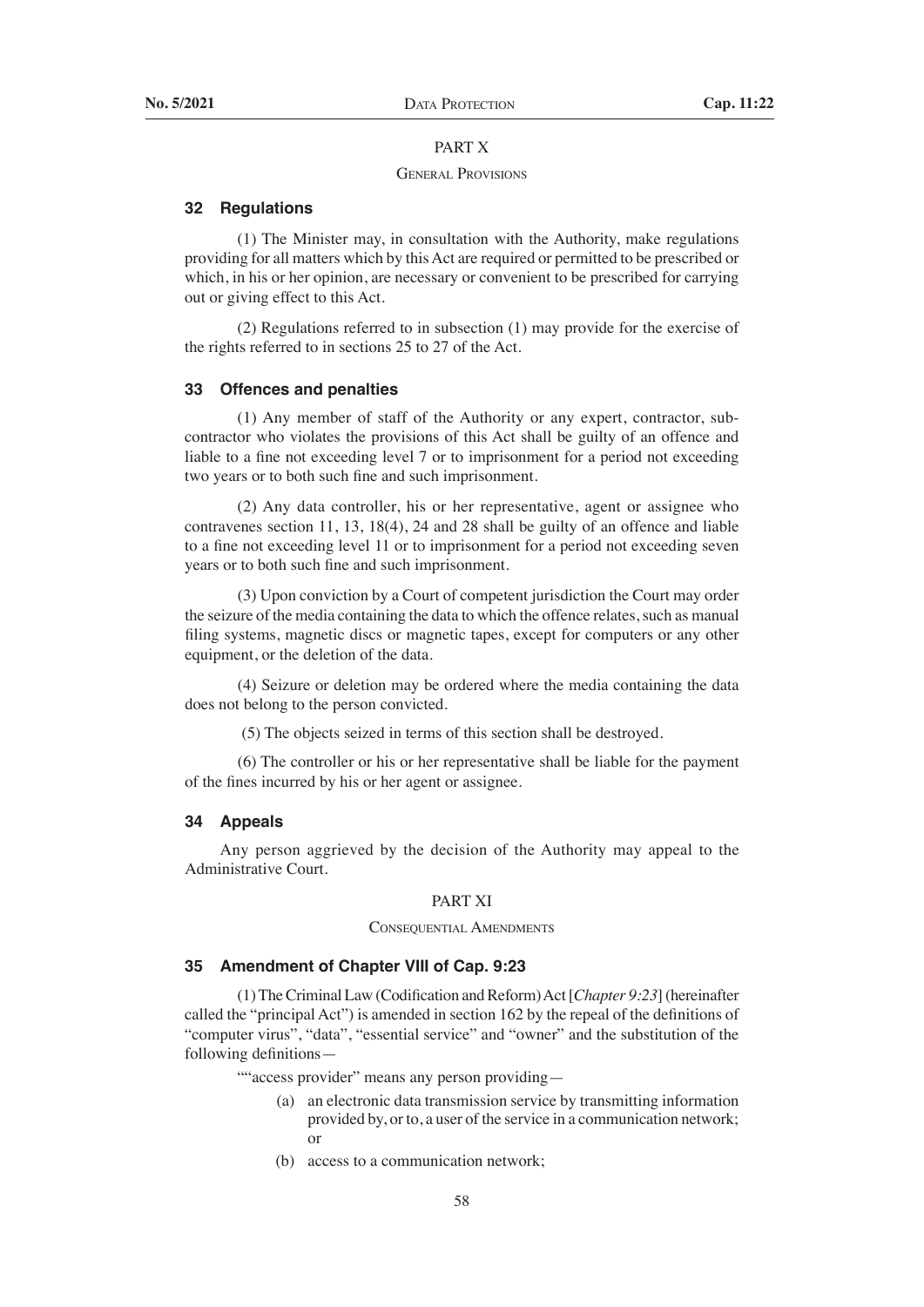## PART X

### General Provisions

#### 32 Regulations

(1) The Minister may, in consultation with the Authority, make regulations providing for all matters which by this Act are required or permitted to be prescribed or which, in his or her opinion, are necessary or convenient to be prescribed for carrying out or giving effect to this Act.

(2) Regulations referred to in subsection (1) may provide for the exercise of the rights referred to in sections 25 to 27 of the Act.

#### 33 Offences and penalties

(1) Any member of staff of the Authority or any expert, contractor, sub-contractor who violates the provisions of this Act shall be guilty of an offence and liable to a fine not exceeding level 7 or to imprisonment for a period not exceeding two years or to both such fine and such imprisonment.

(2) Any data controller, his or her representative, agent or assignee who contravenes section 11, 13, 18(4), 24 and 28 shall be guilty of an offence and liable to a fine not exceeding level 11 or to imprisonment for a period not exceeding seven years or to both such fine and such imprisonment.

(3) Upon conviction by a Court of competent jurisdiction the Court may order the seizure of the media containing the data to which the offence relates, such as manual filing systems, magnetic discs or magnetic tapes, except for computers or any other equipment, or the deletion of the data.

(4) Seizure or deletion may be ordered where the media containing the data does not belong to the person convicted.

(5) The objects seized in terms of this section shall be destroyed.

(6) The controller or his or her representative shall be liable for the payment of the fines incurred by his or her agent or assignee.

#### 34 Appeals

Any person aggrieved by the decision of the Authority may appeal to the Administrative Court.

## PART XI

### Consequential Amendments

#### 35 Amendment of Chapter VIII of Cap. 9:23

(1) The Criminal Law (Codification and Reform) Act [*Chapter 9:23*] (hereinafter called the "principal Act") is amended in section 162 by the repeal of the definitions of "computer virus", "data", "essential service" and "owner" and the substitution of the following definitions—

""access provider" means any person providing—

- (a) an electronic data transmission service by transmitting information provided by, or to, a user of the service in a communication network; or
- (b) access to a communication network;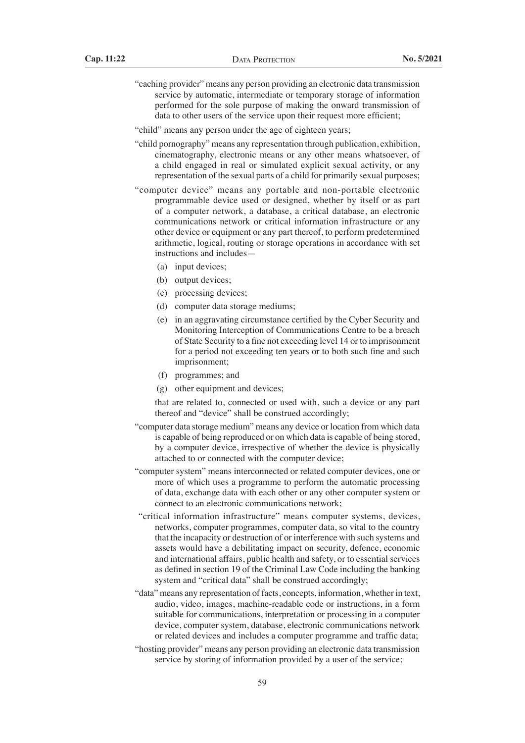"caching provider" means any person providing an electronic data transmission service by automatic, intermediate or temporary storage of information performed for the sole purpose of making the onward transmission of data to other users of the service upon their request more efficient;

"child" means any person under the age of eighteen years;

"child pornography" means any representation through publication, exhibition, cinematography, electronic means or any other means whatsoever, of a child engaged in real or simulated explicit sexual activity, or any representation of the sexual parts of a child for primarily sexual purposes;

"computer device" means any portable and non-portable electronic programmable device used or designed, whether by itself or as part of a computer network, a database, a critical database, an electronic communications network or critical information infrastructure or any other device or equipment or any part thereof, to perform predetermined arithmetic, logical, routing or storage operations in accordance with set instructions and includes—

- (a) input devices;
- (b) output devices;
- (c) processing devices;
- (d) computer data storage mediums;
- (e) in an aggravating circumstance certified by the Cyber Security and Monitoring Interception of Communications Centre to be a breach of State Security to a fine not exceeding level 14 or to imprisonment for a period not exceeding ten years or to both such fine and such imprisonment;
- (f) programmes; and
- (g) other equipment and devices;

that are related to, connected or used with, such a device or any part thereof and "device" shall be construed accordingly;

"computer data storage medium" means any device or location from which data is capable of being reproduced or on which data is capable of being stored, by a computer device, irrespective of whether the device is physically attached to or connected with the computer device;

"computer system" means interconnected or related computer devices, one or more of which uses a programme to perform the automatic processing of data, exchange data with each other or any other computer system or connect to an electronic communications network;

"critical information infrastructure" means computer systems, devices, networks, computer programmes, computer data, so vital to the country that the incapacity or destruction of or interference with such systems and assets would have a debilitating impact on security, defence, economic and international affairs, public health and safety, or to essential services as defined in section 19 of the Criminal Law Code including the banking system and "critical data" shall be construed accordingly;

"data" means any representation of facts, concepts, information, whether in text, audio, video, images, machine-readable code or instructions, in a form suitable for communications, interpretation or processing in a computer device, computer system, database, electronic communications network or related devices and includes a computer programme and traffic data;

"hosting provider" means any person providing an electronic data transmission service by storing of information provided by a user of the service;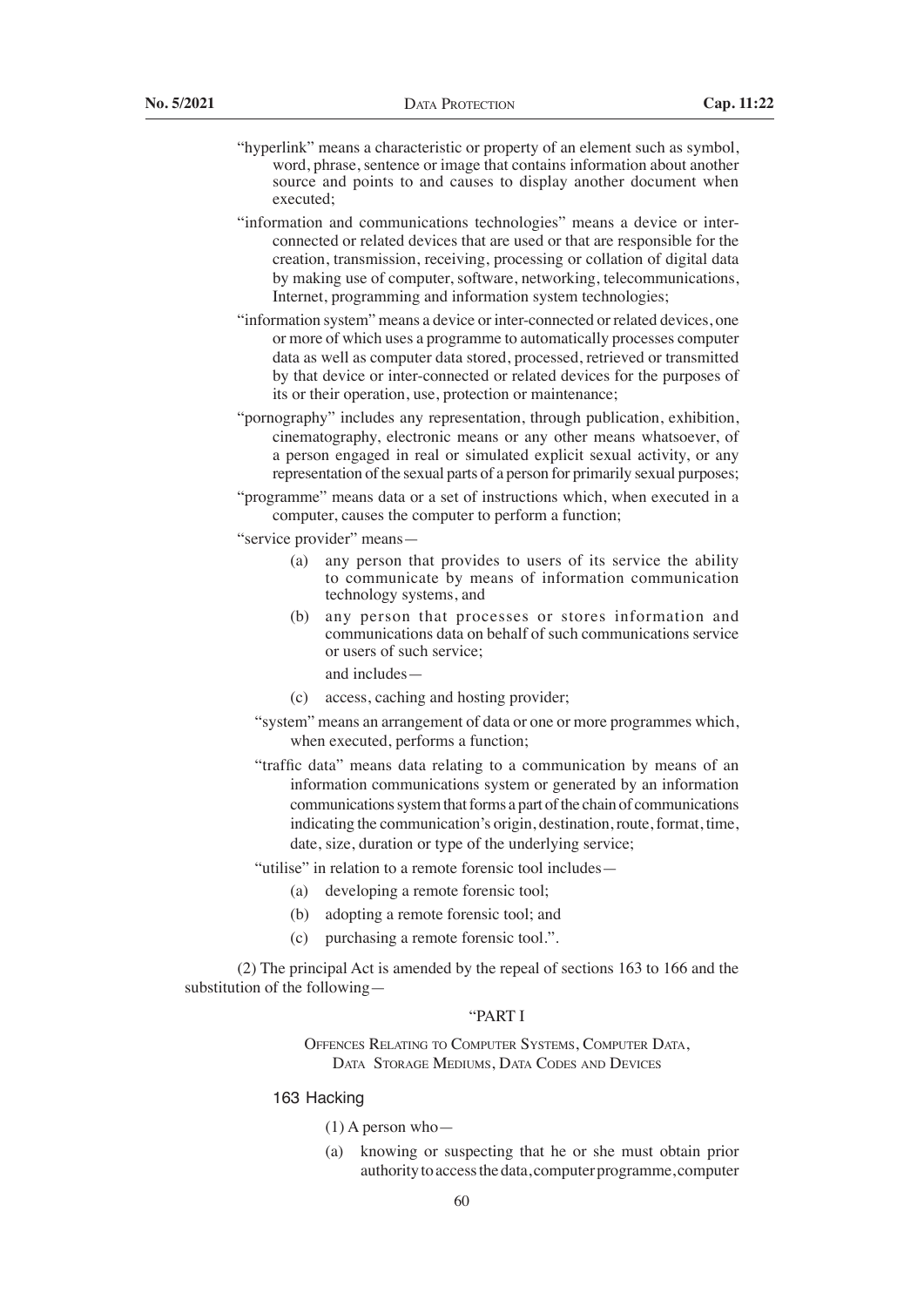"hyperlink" means a characteristic or property of an element such as symbol, word, phrase, sentence or image that contains information about another source and points to and causes to display another document when executed;

"information and communications technologies" means a device or inter-connected or related devices that are used or that are responsible for the creation, transmission, receiving, processing or collation of digital data by making use of computer, software, networking, telecommunications, Internet, programming and information system technologies;

"information system" means a device or inter-connected or related devices, one or more of which uses a programme to automatically processes computer data as well as computer data stored, processed, retrieved or transmitted by that device or inter-connected or related devices for the purposes of its or their operation, use, protection or maintenance;

"pornography" includes any representation, through publication, exhibition, cinematography, electronic means or any other means whatsoever, of a person engaged in real or simulated explicit sexual activity, or any representation of the sexual parts of a person for primarily sexual purposes;

"programme" means data or a set of instructions which, when executed in a computer, causes the computer to perform a function;

"service provider" means—

(a) any person that provides to users of its service the ability to communicate by means of information communication technology systems, and

(b) any person that processes or stores information and communications data on behalf of such communications service or users of such service;

and includes—

(c) access, caching and hosting provider;

"system" means an arrangement of data or one or more programmes which, when executed, performs a function;

"traffic data" means data relating to a communication by means of an information communications system or generated by an information communications system that forms a part of the chain of communications indicating the communication's origin, destination, route, format, time, date, size, duration or type of the underlying service;

"utilise" in relation to a remote forensic tool includes—

(a) developing a remote forensic tool;

(b) adopting a remote forensic tool; and

(c) purchasing a remote forensic tool.".

(2) The principal Act is amended by the repeal of sections 163 to 166 and the substitution of the following—

"PART I

OFFENCES RELATING TO COMPUTER SYSTEMS, COMPUTER DATA, DATA STORAGE MEDIUMS, DATA CODES AND DEVICES

163 Hacking

(1) A person who—

(a) knowing or suspecting that he or she must obtain prior authority to access the data, computer programme, computer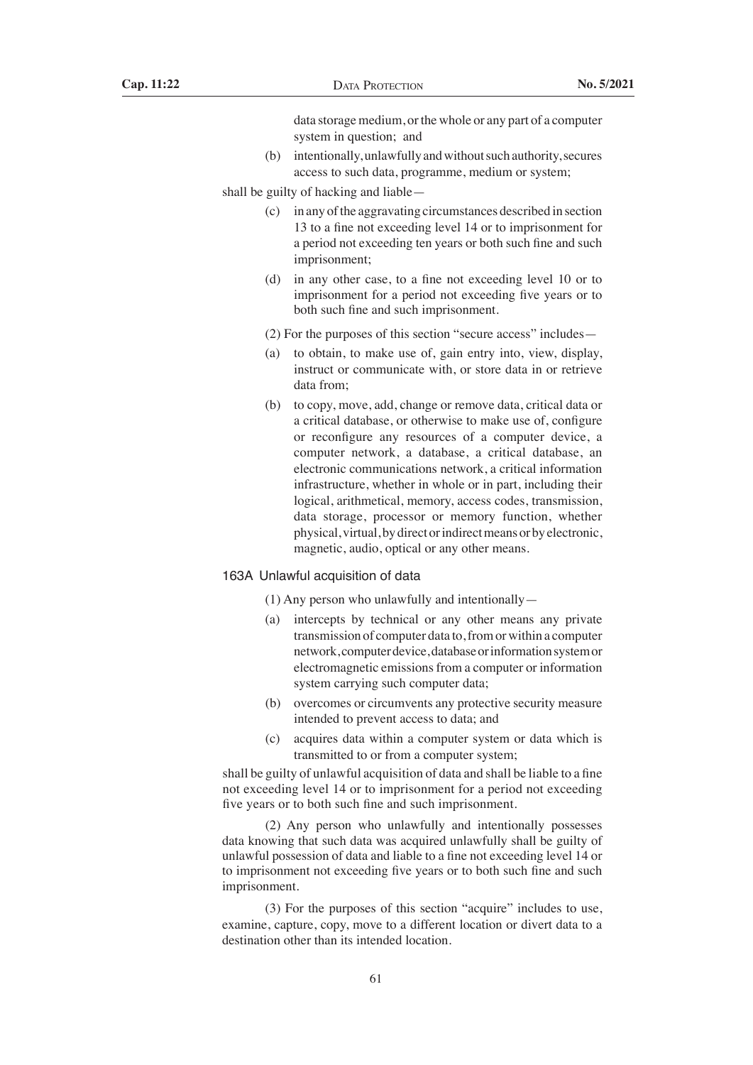data storage medium, or the whole or any part of a computer system in question; and

(b) intentionally, unlawfully and without such authority, secures access to such data, programme, medium or system;

shall be guilty of hacking and liable—

(c) in any of the aggravating circumstances described in section 13 to a fine not exceeding level 14 or to imprisonment for a period not exceeding ten years or both such fine and such imprisonment;

(d) in any other case, to a fine not exceeding level 10 or to imprisonment for a period not exceeding five years or to both such fine and such imprisonment.

(2) For the purposes of this section "secure access" includes—

(a) to obtain, to make use of, gain entry into, view, display, instruct or communicate with, or store data in or retrieve data from;

(b) to copy, move, add, change or remove data, critical data or a critical database, or otherwise to make use of, configure or reconfigure any resources of a computer device, a computer network, a database, a critical database, an electronic communications network, a critical information infrastructure, whether in whole or in part, including their logical, arithmetical, memory, access codes, transmission, data storage, processor or memory function, whether physical, virtual, by direct or indirect means or by electronic, magnetic, audio, optical or any other means.

### 163A Unlawful acquisition of data

(1) Any person who unlawfully and intentionally—

(a) intercepts by technical or any other means any private transmission of computer data to, from or within a computer network, computer device, database or information system or electromagnetic emissions from a computer or information system carrying such computer data;

(b) overcomes or circumvents any protective security measure intended to prevent access to data; and

(c) acquires data within a computer system or data which is transmitted to or from a computer system;

shall be guilty of unlawful acquisition of data and shall be liable to a fine not exceeding level 14 or to imprisonment for a period not exceeding five years or to both such fine and such imprisonment.

(2) Any person who unlawfully and intentionally possesses data knowing that such data was acquired unlawfully shall be guilty of unlawful possession of data and liable to a fine not exceeding level 14 or to imprisonment not exceeding five years or to both such fine and such imprisonment.

(3) For the purposes of this section "acquire" includes to use, examine, capture, copy, move to a different location or divert data to a destination other than its intended location.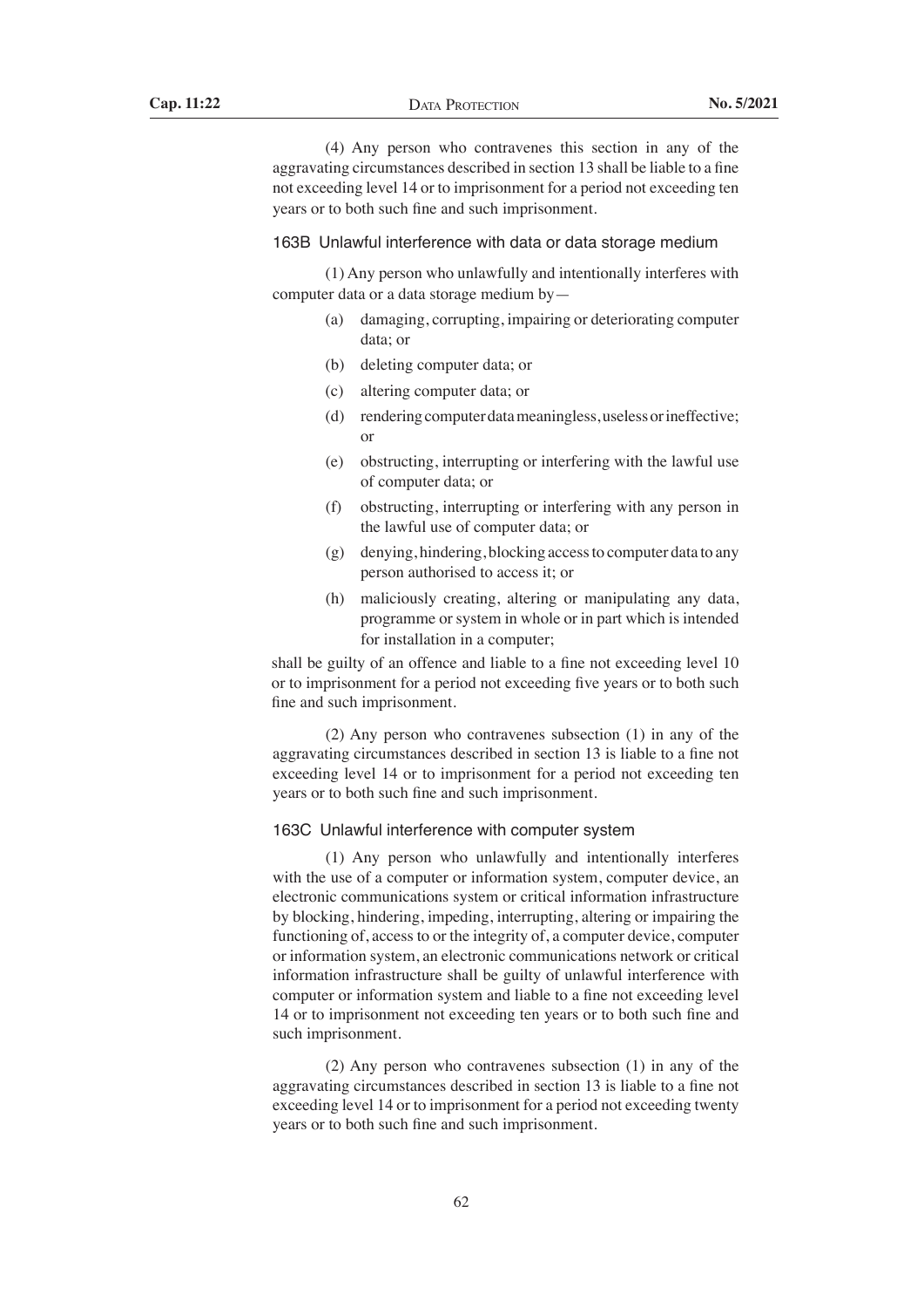(4) Any person who contravenes this section in any of the aggravating circumstances described in section 13 shall be liable to a fine not exceeding level 14 or to imprisonment for a period not exceeding ten years or to both such fine and such imprisonment.

### 163B Unlawful interference with data or data storage medium

(1) Any person who unlawfully and intentionally interferes with computer data or a data storage medium by—

- (a) damaging, corrupting, impairing or deteriorating computer data; or
- (b) deleting computer data; or
- (c) altering computer data; or
- (d) rendering computer data meaningless, useless or ineffective; or
- (e) obstructing, interrupting or interfering with the lawful use of computer data; or
- (f) obstructing, interrupting or interfering with any person in the lawful use of computer data; or
- (g) denying, hindering, blocking access to computer data to any person authorised to access it; or
- (h) maliciously creating, altering or manipulating any data, programme or system in whole or in part which is intended for installation in a computer;

shall be guilty of an offence and liable to a fine not exceeding level 10 or to imprisonment for a period not exceeding five years or to both such fine and such imprisonment.

(2) Any person who contravenes subsection (1) in any of the aggravating circumstances described in section 13 is liable to a fine not exceeding level 14 or to imprisonment for a period not exceeding ten years or to both such fine and such imprisonment.

### 163C Unlawful interference with computer system

(1) Any person who unlawfully and intentionally interferes with the use of a computer or information system, computer device, an electronic communications system or critical information infrastructure by blocking, hindering, impeding, interrupting, altering or impairing the functioning of, access to or the integrity of, a computer device, computer or information system, an electronic communications network or critical information infrastructure shall be guilty of unlawful interference with computer or information system and liable to a fine not exceeding level 14 or to imprisonment not exceeding ten years or to both such fine and such imprisonment.

(2) Any person who contravenes subsection (1) in any of the aggravating circumstances described in section 13 is liable to a fine not exceeding level 14 or to imprisonment for a period not exceeding twenty years or to both such fine and such imprisonment.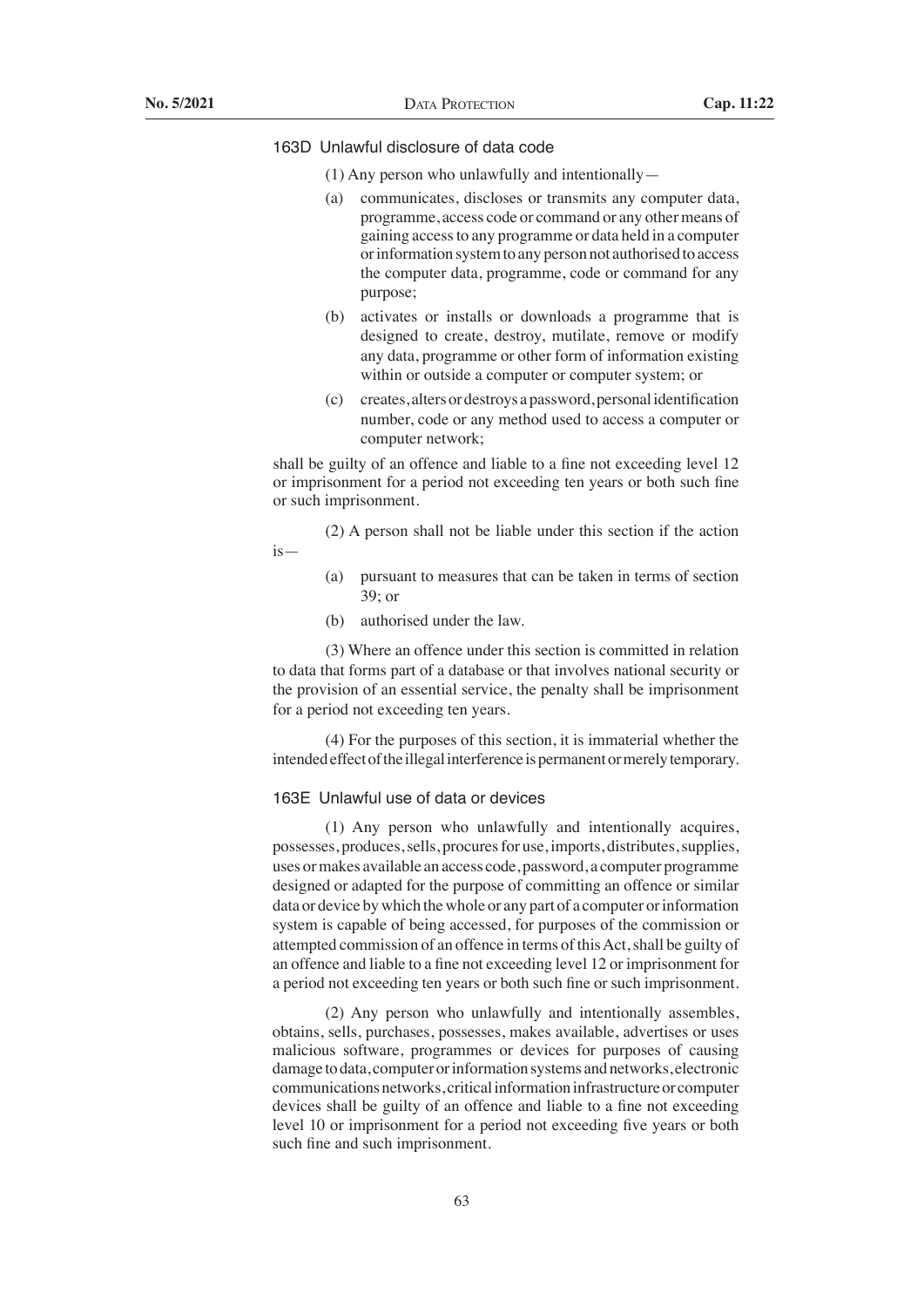### 163D Unlawful disclosure of data code

(1) Any person who unlawfully and intentionally—

(a) communicates, discloses or transmits any computer data, programme, access code or command or any other means of gaining access to any programme or data held in a computer or information system to any person not authorised to access the computer data, programme, code or command for any purpose;

(b) activates or installs or downloads a programme that is designed to create, destroy, mutilate, remove or modify any data, programme or other form of information existing within or outside a computer or computer system; or

(c) creates, alters or destroys a password, personal identification number, code or any method used to access a computer or computer network;

shall be guilty of an offence and liable to a fine not exceeding level 12 or imprisonment for a period not exceeding ten years or both such fine or such imprisonment.

(2) A person shall not be liable under this section if the action is—

(a) pursuant to measures that can be taken in terms of section 39; or

(b) authorised under the law.

(3) Where an offence under this section is committed in relation to data that forms part of a database or that involves national security or the provision of an essential service, the penalty shall be imprisonment for a period not exceeding ten years.

(4) For the purposes of this section, it is immaterial whether the intended effect of the illegal interference is permanent or merely temporary.

### 163E Unlawful use of data or devices

(1) Any person who unlawfully and intentionally acquires, possesses, produces, sells, procures for use, imports, distributes, supplies, uses or makes available an access code, password, a computer programme designed or adapted for the purpose of committing an offence or similar data or device by which the whole or any part of a computer or information system is capable of being accessed, for purposes of the commission or attempted commission of an offence in terms of this Act, shall be guilty of an offence and liable to a fine not exceeding level 12 or imprisonment for a period not exceeding ten years or both such fine or such imprisonment.

(2) Any person who unlawfully and intentionally assembles, obtains, sells, purchases, possesses, makes available, advertises or uses malicious software, programmes or devices for purposes of causing damage to data, computer or information systems and networks, electronic communications networks, critical information infrastructure or computer devices shall be guilty of an offence and liable to a fine not exceeding level 10 or imprisonment for a period not exceeding five years or both such fine and such imprisonment.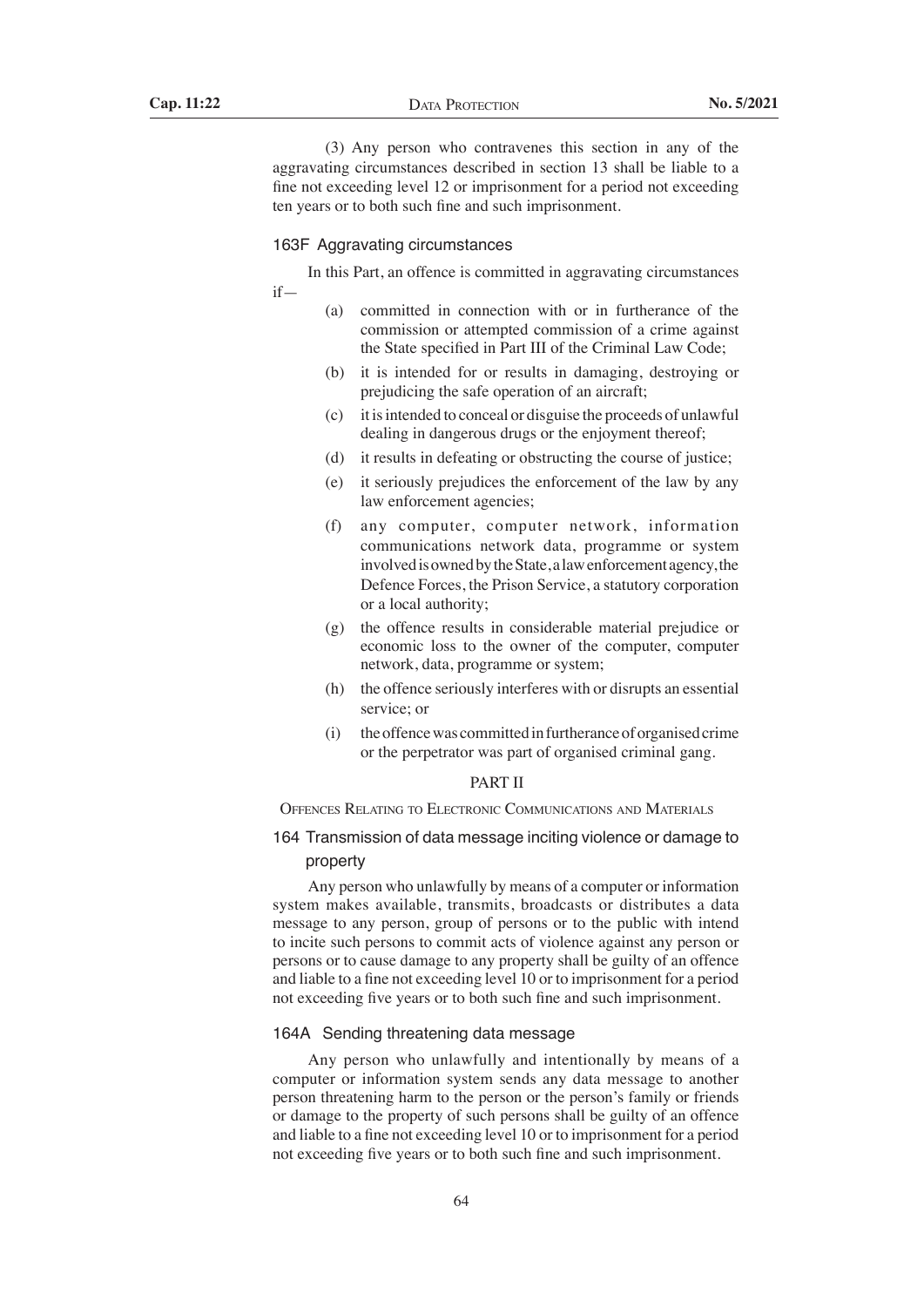(3) Any person who contravenes this section in any of the aggravating circumstances described in section 13 shall be liable to a fine not exceeding level 12 or imprisonment for a period not exceeding ten years or to both such fine and such imprisonment.

### 163F Aggravating circumstances

In this Part, an offence is committed in aggravating circumstances if—

(a) committed in connection with or in furtherance of the commission or attempted commission of a crime against the State specified in Part III of the Criminal Law Code;

(b) it is intended for or results in damaging, destroying or prejudicing the safe operation of an aircraft;

(c) it is intended to conceal or disguise the proceeds of unlawful dealing in dangerous drugs or the enjoyment thereof;

(d) it results in defeating or obstructing the course of justice;

(e) it seriously prejudices the enforcement of the law by any law enforcement agencies;

(f) any computer, computer network, information communications network data, programme or system involved is owned by the State, a law enforcement agency, the Defence Forces, the Prison Service, a statutory corporation or a local authority;

(g) the offence results in considerable material prejudice or economic loss to the owner of the computer, computer network, data, programme or system;

(h) the offence seriously interferes with or disrupts an essential service; or

(i) the offence was committed in furtherance of organised crime or the perpetrator was part of organised criminal gang.

## PART II

## Offences Relating to Electronic Communications and Materials

### 164 Transmission of data message inciting violence or damage to property

Any person who unlawfully by means of a computer or information system makes available, transmits, broadcasts or distributes a data message to any person, group of persons or to the public with intend to incite such persons to commit acts of violence against any person or persons or to cause damage to any property shall be guilty of an offence and liable to a fine not exceeding level 10 or to imprisonment for a period not exceeding five years or to both such fine and such imprisonment.

### 164A Sending threatening data message

Any person who unlawfully and intentionally by means of a computer or information system sends any data message to another person threatening harm to the person or the person's family or friends or damage to the property of such persons shall be guilty of an offence and liable to a fine not exceeding level 10 or to imprisonment for a period not exceeding five years or to both such fine and such imprisonment.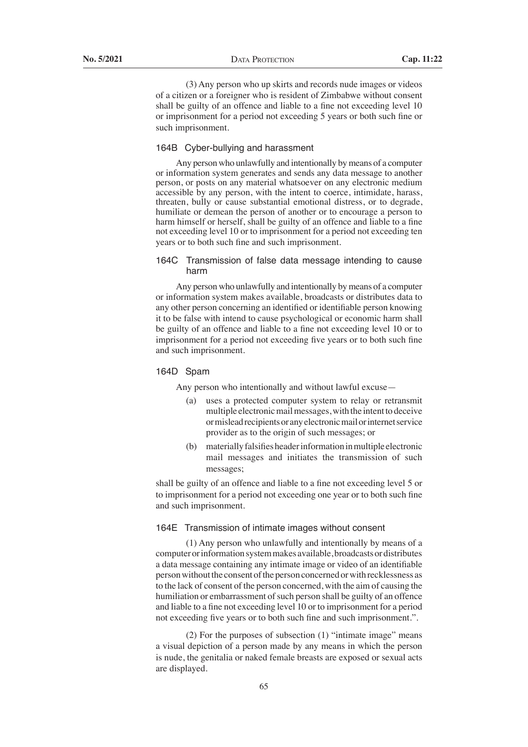(3) Any person who up skirts and records nude images or videos of a citizen or a foreigner who is resident of Zimbabwe without consent shall be guilty of an offence and liable to a fine not exceeding level 10 or imprisonment for a period not exceeding 5 years or both such fine or such imprisonment.

### 164B Cyber-bullying and harassment

Any person who unlawfully and intentionally by means of a computer or information system generates and sends any data message to another person, or posts on any material whatsoever on any electronic medium accessible by any person, with the intent to coerce, intimidate, harass, threaten, bully or cause substantial emotional distress, or to degrade, humiliate or demean the person of another or to encourage a person to harm himself or herself, shall be guilty of an offence and liable to a fine not exceeding level 10 or to imprisonment for a period not exceeding ten years or to both such fine and such imprisonment.

### 164C Transmission of false data message intending to cause harm

Any person who unlawfully and intentionally by means of a computer or information system makes available, broadcasts or distributes data to any other person concerning an identified or identifiable person knowing it to be false with intend to cause psychological or economic harm shall be guilty of an offence and liable to a fine not exceeding level 10 or to imprisonment for a period not exceeding five years or to both such fine and such imprisonment.

### 164D Spam

Any person who intentionally and without lawful excuse—

(a) uses a protected computer system to relay or retransmit multiple electronic mail messages, with the intent to deceive or mislead recipients or any electronic mail or internet service provider as to the origin of such messages; or

(b) materially falsifies header information in multiple electronic mail messages and initiates the transmission of such messages;

shall be guilty of an offence and liable to a fine not exceeding level 5 or to imprisonment for a period not exceeding one year or to both such fine and such imprisonment.

### 164E Transmission of intimate images without consent

(1) Any person who unlawfully and intentionally by means of a computer or information system makes available, broadcasts or distributes a data message containing any intimate image or video of an identifiable person without the consent of the person concerned or with recklessness as to the lack of consent of the person concerned, with the aim of causing the humiliation or embarrassment of such person shall be guilty of an offence and liable to a fine not exceeding level 10 or to imprisonment for a period not exceeding five years or to both such fine and such imprisonment.".

(2) For the purposes of subsection (1) "intimate image" means a visual depiction of a person made by any means in which the person is nude, the genitalia or naked female breasts are exposed or sexual acts are displayed.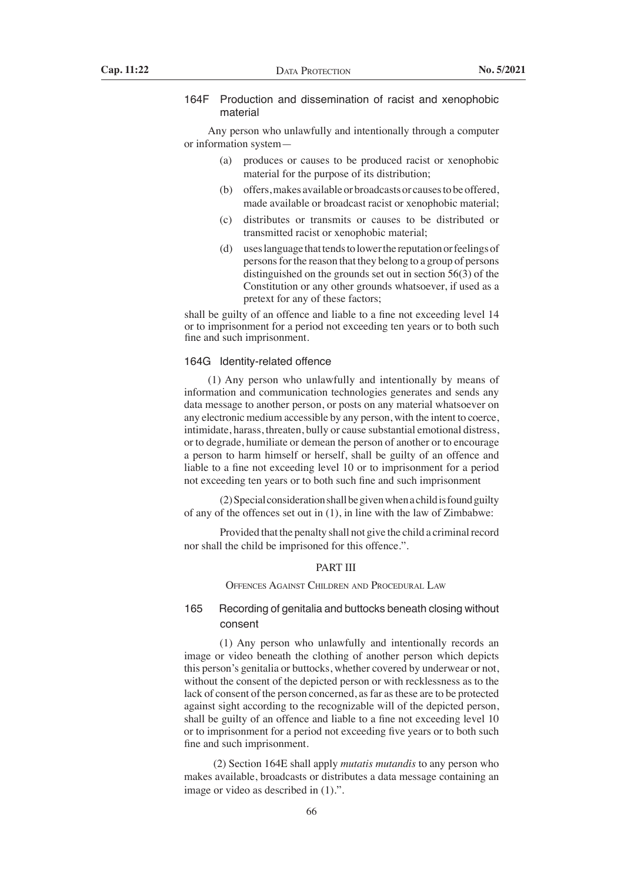### 164F Production and dissemination of racist and xenophobic material

Any person who unlawfully and intentionally through a computer or information system—

(a) produces or causes to be produced racist or xenophobic material for the purpose of its distribution;

(b) offers, makes available or broadcasts or causes to be offered, made available or broadcast racist or xenophobic material;

(c) distributes or transmits or causes to be distributed or transmitted racist or xenophobic material;

(d) uses language that tends to lower the reputation or feelings of persons for the reason that they belong to a group of persons distinguished on the grounds set out in section 56(3) of the Constitution or any other grounds whatsoever, if used as a pretext for any of these factors;

shall be guilty of an offence and liable to a fine not exceeding level 14 or to imprisonment for a period not exceeding ten years or to both such fine and such imprisonment.

### 164G Identity-related offence

(1) Any person who unlawfully and intentionally by means of information and communication technologies generates and sends any data message to another person, or posts on any material whatsoever on any electronic medium accessible by any person, with the intent to coerce, intimidate, harass, threaten, bully or cause substantial emotional distress, or to degrade, humiliate or demean the person of another or to encourage a person to harm himself or herself, shall be guilty of an offence and liable to a fine not exceeding level 10 or to imprisonment for a period not exceeding ten years or to both such fine and such imprisonment

(2) Special consideration shall be given when a child is found guilty of any of the offences set out in (1), in line with the law of Zimbabwe:

Provided that the penalty shall not give the child a criminal record nor shall the child be imprisoned for this offence.".

## PART III

## Offences Against Children and Procedural Law

### 165 Recording of genitalia and buttocks beneath closing without consent

(1) Any person who unlawfully and intentionally records an image or video beneath the clothing of another person which depicts this person's genitalia or buttocks, whether covered by underwear or not, without the consent of the depicted person or with recklessness as to the lack of consent of the person concerned, as far as these are to be protected against sight according to the recognizable will of the depicted person, shall be guilty of an offence and liable to a fine not exceeding level 10 or to imprisonment for a period not exceeding five years or to both such fine and such imprisonment.

(2) Section 164E shall apply *mutatis mutandis* to any person who makes available, broadcasts or distributes a data message containing an image or video as described in (1).".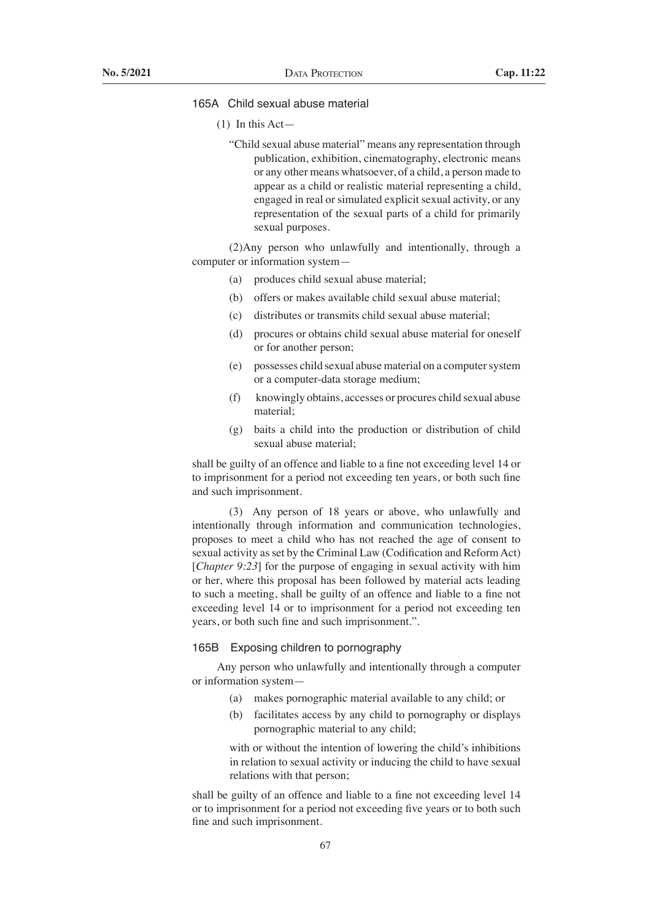### 165A Child sexual abuse material

(1) In this Act—

"Child sexual abuse material" means any representation through publication, exhibition, cinematography, electronic means or any other means whatsoever, of a child, a person made to appear as a child or realistic material representing a child, engaged in real or simulated explicit sexual activity, or any representation of the sexual parts of a child for primarily sexual purposes.

(2)Any person who unlawfully and intentionally, through a computer or information system—

- (a) produces child sexual abuse material;
- (b) offers or makes available child sexual abuse material;
- (c) distributes or transmits child sexual abuse material;
- (d) procures or obtains child sexual abuse material for oneself or for another person;
- (e) possesses child sexual abuse material on a computer system or a computer-data storage medium;
- (f) knowingly obtains, accesses or procures child sexual abuse material;
- (g) baits a child into the production or distribution of child sexual abuse material;

shall be guilty of an offence and liable to a fine not exceeding level 14 or to imprisonment for a period not exceeding ten years, or both such fine and such imprisonment.

(3) Any person of 18 years or above, who unlawfully and intentionally through information and communication technologies, proposes to meet a child who has not reached the age of consent to sexual activity as set by the Criminal Law (Codification and Reform Act) [*Chapter 9:23*] for the purpose of engaging in sexual activity with him or her, where this proposal has been followed by material acts leading to such a meeting, shall be guilty of an offence and liable to a fine not exceeding level 14 or to imprisonment for a period not exceeding ten years, or both such fine and such imprisonment.".

### 165B Exposing children to pornography

Any person who unlawfully and intentionally through a computer or information system—

- (a) makes pornographic material available to any child; or
- (b) facilitates access by any child to pornography or displays pornographic material to any child;

with or without the intention of lowering the child's inhibitions in relation to sexual activity or inducing the child to have sexual relations with that person;

shall be guilty of an offence and liable to a fine not exceeding level 14 or to imprisonment for a period not exceeding five years or to both such fine and such imprisonment.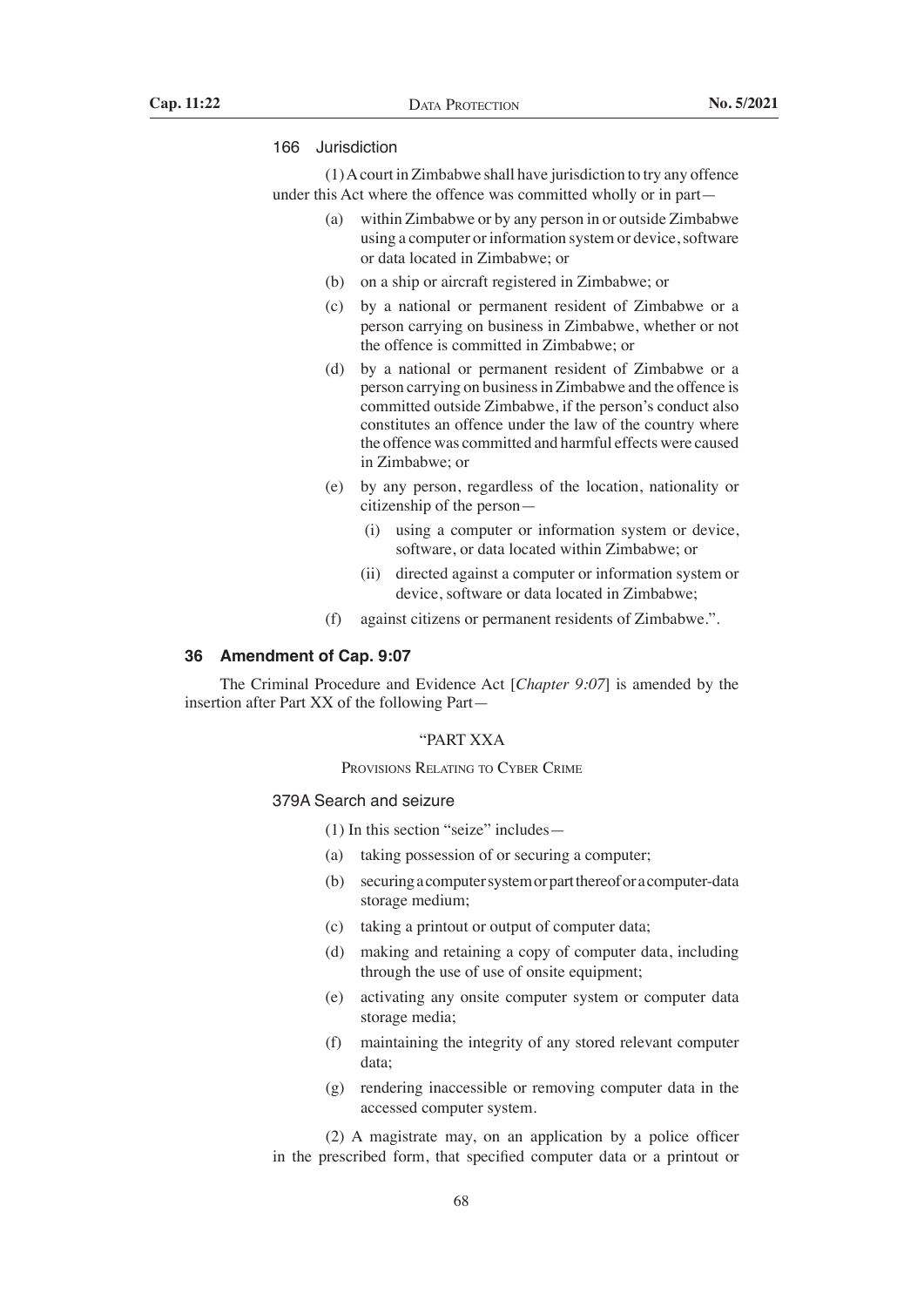166 Jurisdiction

(1) A court in Zimbabwe shall have jurisdiction to try any offence under this Act where the offence was committed wholly or in part—

(a) within Zimbabwe or by any person in or outside Zimbabwe using a computer or information system or device, software or data located in Zimbabwe; or

(b) on a ship or aircraft registered in Zimbabwe; or

(c) by a national or permanent resident of Zimbabwe or a person carrying on business in Zimbabwe, whether or not the offence is committed in Zimbabwe; or

(d) by a national or permanent resident of Zimbabwe or a person carrying on business in Zimbabwe and the offence is committed outside Zimbabwe, if the person's conduct also constitutes an offence under the law of the country where the offence was committed and harmful effects were caused in Zimbabwe; or

(e) by any person, regardless of the location, nationality or citizenship of the person—

(i) using a computer or information system or device, software, or data located within Zimbabwe; or

(ii) directed against a computer or information system or device, software or data located in Zimbabwe;

(f) against citizens or permanent residents of Zimbabwe.".

## 36 Amendment of Cap. 9:07

The Criminal Procedure and Evidence Act [*Chapter 9:07*] is amended by the insertion after Part XX of the following Part—

"PART XXA

PROVISIONS RELATING TO CYBER CRIME

379A Search and seizure

(1) In this section "seize" includes—

(a) taking possession of or securing a computer;

(b) securing a computer system or part thereof or a computer-data storage medium;

(c) taking a printout or output of computer data;

(d) making and retaining a copy of computer data, including through the use of use of onsite equipment;

(e) activating any onsite computer system or computer data storage media;

(f) maintaining the integrity of any stored relevant computer data;

(g) rendering inaccessible or removing computer data in the accessed computer system.

(2) A magistrate may, on an application by a police officer in the prescribed form, that specified computer data or a printout or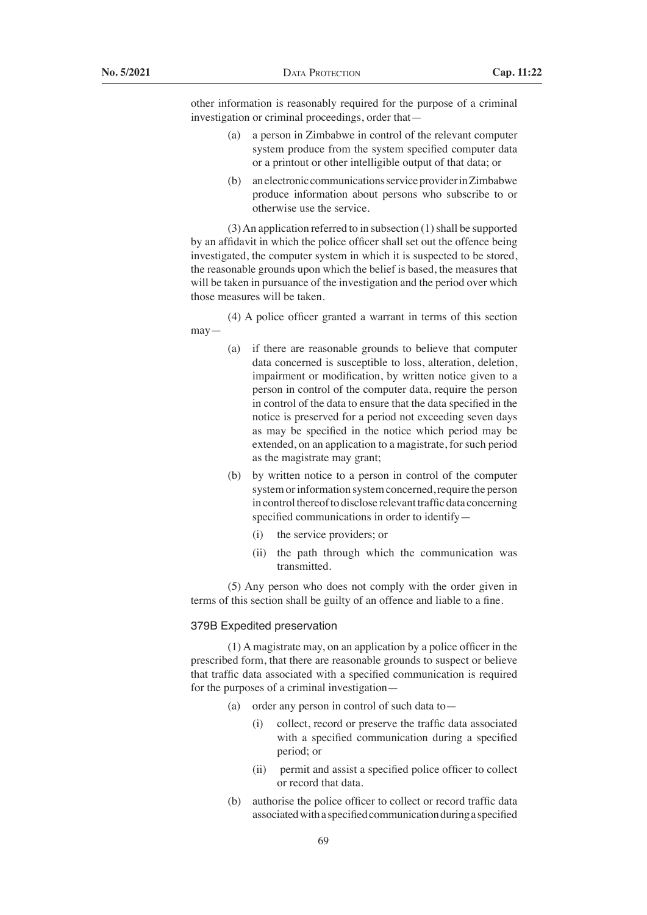other information is reasonably required for the purpose of a criminal investigation or criminal proceedings, order that—

(a) a person in Zimbabwe in control of the relevant computer system produce from the system specified computer data or a printout or other intelligible output of that data; or

(b) an electronic communications service provider in Zimbabwe produce information about persons who subscribe to or otherwise use the service.

(3) An application referred to in subsection (1) shall be supported by an affidavit in which the police officer shall set out the offence being investigated, the computer system in which it is suspected to be stored, the reasonable grounds upon which the belief is based, the measures that will be taken in pursuance of the investigation and the period over which those measures will be taken.

(4) A police officer granted a warrant in terms of this section may—

(a) if there are reasonable grounds to believe that computer data concerned is susceptible to loss, alteration, deletion, impairment or modification, by written notice given to a person in control of the computer data, require the person in control of the data to ensure that the data specified in the notice is preserved for a period not exceeding seven days as may be specified in the notice which period may be extended, on an application to a magistrate, for such period as the magistrate may grant;

(b) by written notice to a person in control of the computer system or information system concerned, require the person in control thereof to disclose relevant traffic data concerning specified communications in order to identify—

  (i) the service providers; or

  (ii) the path through which the communication was transmitted.

(5) Any person who does not comply with the order given in terms of this section shall be guilty of an offence and liable to a fine.

### 379B Expedited preservation

(1) A magistrate may, on an application by a police officer in the prescribed form, that there are reasonable grounds to suspect or believe that traffic data associated with a specified communication is required for the purposes of a criminal investigation—

(a) order any person in control of such data to—

  (i) collect, record or preserve the traffic data associated with a specified communication during a specified period; or

  (ii) permit and assist a specified police officer to collect or record that data.

(b) authorise the police officer to collect or record traffic data associated with a specified communication during a specified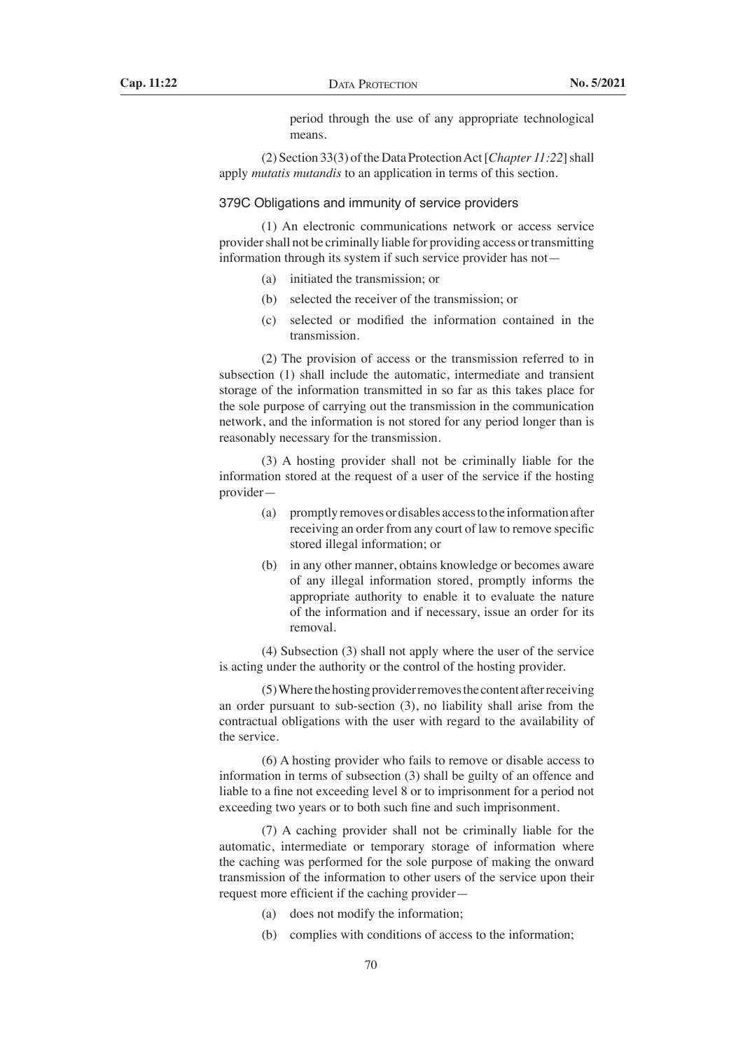period through the use of any appropriate technological means.

(2) Section 33(3) of the Data Protection Act [*Chapter 11:22*] shall apply *mutatis mutandis* to an application in terms of this section.

### 379C Obligations and immunity of service providers

(1) An electronic communications network or access service provider shall not be criminally liable for providing access or transmitting information through its system if such service provider has not—

- (a) initiated the transmission; or
- (b) selected the receiver of the transmission; or
- (c) selected or modified the information contained in the transmission.

(2) The provision of access or the transmission referred to in subsection (1) shall include the automatic, intermediate and transient storage of the information transmitted in so far as this takes place for the sole purpose of carrying out the transmission in the communication network, and the information is not stored for any period longer than is reasonably necessary for the transmission.

(3) A hosting provider shall not be criminally liable for the information stored at the request of a user of the service if the hosting provider—

- (a) promptly removes or disables access to the information after receiving an order from any court of law to remove specific stored illegal information; or
- (b) in any other manner, obtains knowledge or becomes aware of any illegal information stored, promptly informs the appropriate authority to enable it to evaluate the nature of the information and if necessary, issue an order for its removal.

(4) Subsection (3) shall not apply where the user of the service is acting under the authority or the control of the hosting provider.

(5) Where the hosting provider removes the content after receiving an order pursuant to sub-section (3), no liability shall arise from the contractual obligations with the user with regard to the availability of the service.

(6) A hosting provider who fails to remove or disable access to information in terms of subsection (3) shall be guilty of an offence and liable to a fine not exceeding level 8 or to imprisonment for a period not exceeding two years or to both such fine and such imprisonment.

(7) A caching provider shall not be criminally liable for the automatic, intermediate or temporary storage of information where the caching was performed for the sole purpose of making the onward transmission of the information to other users of the service upon their request more efficient if the caching provider—

- (a) does not modify the information;
- (b) complies with conditions of access to the information;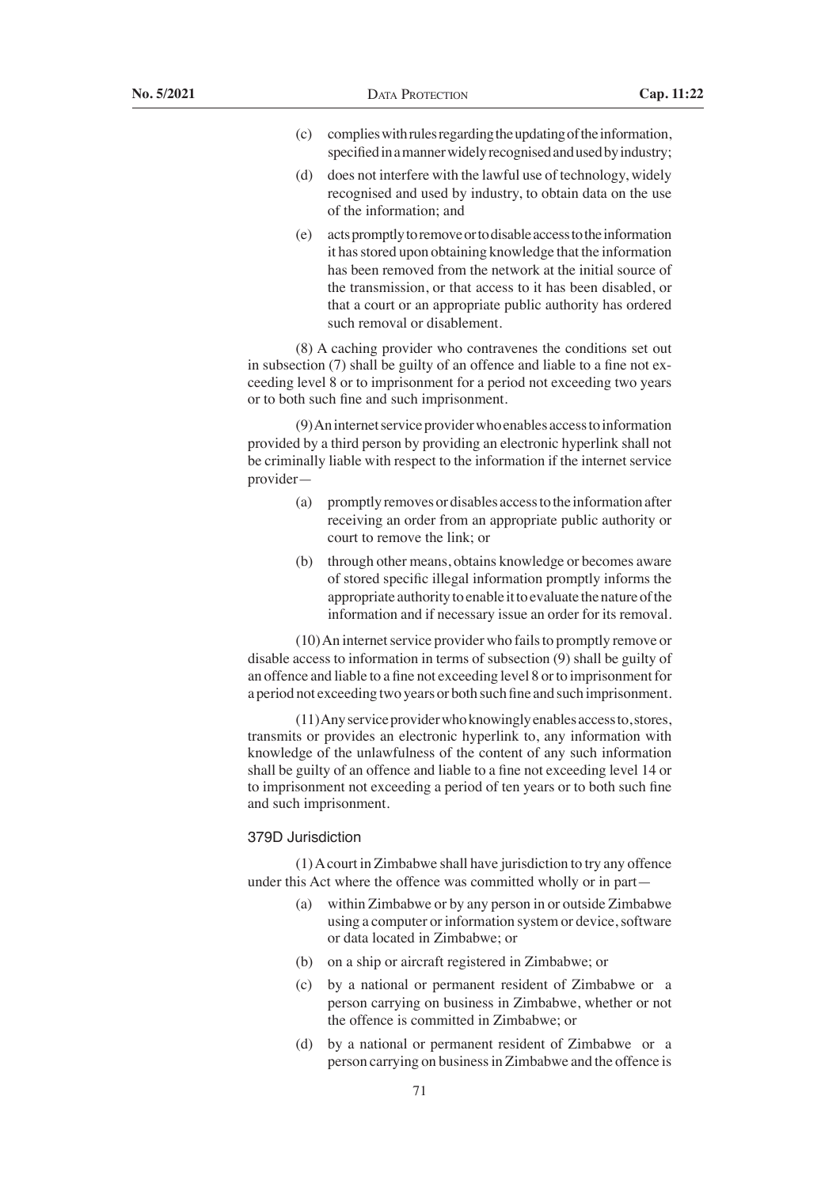(c) complies with rules regarding the updating of the information, specified in a manner widely recognised and used by industry;

(d) does not interfere with the lawful use of technology, widely recognised and used by industry, to obtain data on the use of the information; and

(e) acts promptly to remove or to disable access to the information it has stored upon obtaining knowledge that the information has been removed from the network at the initial source of the transmission, or that access to it has been disabled, or that a court or an appropriate public authority has ordered such removal or disablement.

(8) A caching provider who contravenes the conditions set out in subsection (7) shall be guilty of an offence and liable to a fine not exceeding level 8 or to imprisonment for a period not exceeding two years or to both such fine and such imprisonment.

(9) An internet service provider who enables access to information provided by a third person by providing an electronic hyperlink shall not be criminally liable with respect to the information if the internet service provider—

(a) promptly removes or disables access to the information after receiving an order from an appropriate public authority or court to remove the link; or

(b) through other means, obtains knowledge or becomes aware of stored specific illegal information promptly informs the appropriate authority to enable it to evaluate the nature of the information and if necessary issue an order for its removal.

(10) An internet service provider who fails to promptly remove or disable access to information in terms of subsection (9) shall be guilty of an offence and liable to a fine not exceeding level 8 or to imprisonment for a period not exceeding two years or both such fine and such imprisonment.

(11) Any service provider who knowingly enables access to, stores, transmits or provides an electronic hyperlink to, any information with knowledge of the unlawfulness of the content of any such information shall be guilty of an offence and liable to a fine not exceeding level 14 or to imprisonment not exceeding a period of ten years or to both such fine and such imprisonment.

### 379D Jurisdiction

(1) A court in Zimbabwe shall have jurisdiction to try any offence under this Act where the offence was committed wholly or in part—

(a) within Zimbabwe or by any person in or outside Zimbabwe using a computer or information system or device, software or data located in Zimbabwe; or

(b) on a ship or aircraft registered in Zimbabwe; or

(c) by a national or permanent resident of Zimbabwe or a person carrying on business in Zimbabwe, whether or not the offence is committed in Zimbabwe; or

(d) by a national or permanent resident of Zimbabwe or a person carrying on business in Zimbabwe and the offence is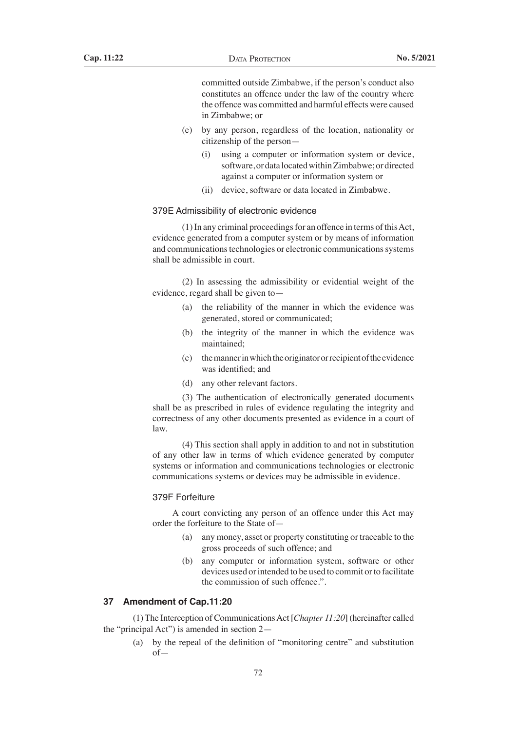committed outside Zimbabwe, if the person's conduct also constitutes an offence under the law of the country where the offence was committed and harmful effects were caused in Zimbabwe; or

(e) by any person, regardless of the location, nationality or citizenship of the person—

(i) using a computer or information system or device, software, or data located within Zimbabwe; or directed against a computer or information system or

(ii) device, software or data located in Zimbabwe.

379E Admissibility of electronic evidence

(1) In any criminal proceedings for an offence in terms of this Act, evidence generated from a computer system or by means of information and communications technologies or electronic communications systems shall be admissible in court.

(2) In assessing the admissibility or evidential weight of the evidence, regard shall be given to—

(a) the reliability of the manner in which the evidence was generated, stored or communicated;

(b) the integrity of the manner in which the evidence was maintained;

(c) the manner in which the originator or recipient of the evidence was identified; and

(d) any other relevant factors.

(3) The authentication of electronically generated documents shall be as prescribed in rules of evidence regulating the integrity and correctness of any other documents presented as evidence in a court of law.

(4) This section shall apply in addition to and not in substitution of any other law in terms of which evidence generated by computer systems or information and communications technologies or electronic communications systems or devices may be admissible in evidence.

379F Forfeiture

A court convicting any person of an offence under this Act may order the forfeiture to the State of—

(a) any money, asset or property constituting or traceable to the gross proceeds of such offence; and

(b) any computer or information system, software or other devices used or intended to be used to commit or to facilitate the commission of such offence.".

### 37 Amendment of Cap.11:20

(1) The Interception of Communications Act [*Chapter 11:20*] (hereinafter called the "principal Act") is amended in section 2—

(a) by the repeal of the definition of "monitoring centre" and substitution of—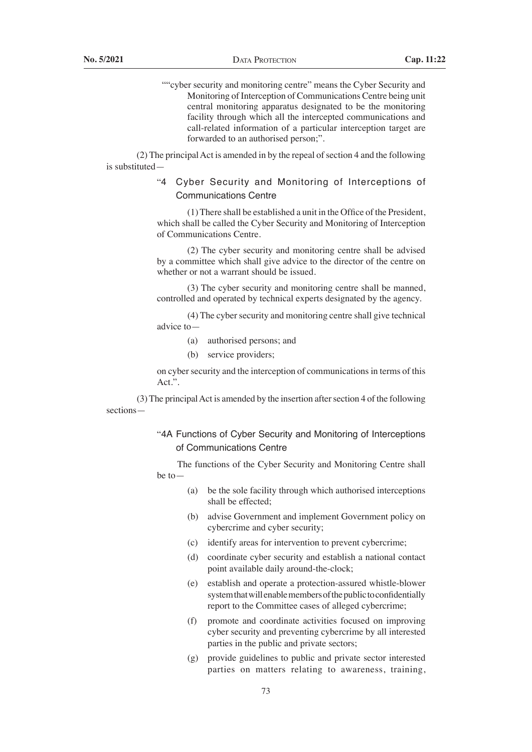""cyber security and monitoring centre" means the Cyber Security and Monitoring of Interception of Communications Centre being unit central monitoring apparatus designated to be the monitoring facility through which all the intercepted communications and call-related information of a particular interception target are forwarded to an authorised person;".

(2) The principal Act is amended in by the repeal of section 4 and the following is substituted—

"4 Cyber Security and Monitoring of Interceptions of Communications Centre

(1) There shall be established a unit in the Office of the President, which shall be called the Cyber Security and Monitoring of Interception of Communications Centre.

(2) The cyber security and monitoring centre shall be advised by a committee which shall give advice to the director of the centre on whether or not a warrant should be issued.

(3) The cyber security and monitoring centre shall be manned, controlled and operated by technical experts designated by the agency.

(4) The cyber security and monitoring centre shall give technical advice to—

(a) authorised persons; and

(b) service providers;

on cyber security and the interception of communications in terms of this Act.".

(3) The principal Act is amended by the insertion after section 4 of the following sections—

"4A Functions of Cyber Security and Monitoring of Interceptions of Communications Centre

The functions of the Cyber Security and Monitoring Centre shall be to—

(a) be the sole facility through which authorised interceptions shall be effected;

(b) advise Government and implement Government policy on cybercrime and cyber security;

(c) identify areas for intervention to prevent cybercrime;

(d) coordinate cyber security and establish a national contact point available daily around-the-clock;

(e) establish and operate a protection-assured whistle-blower system that will enable members of the public to confidentially report to the Committee cases of alleged cybercrime;

(f) promote and coordinate activities focused on improving cyber security and preventing cybercrime by all interested parties in the public and private sectors;

(g) provide guidelines to public and private sector interested parties on matters relating to awareness, training,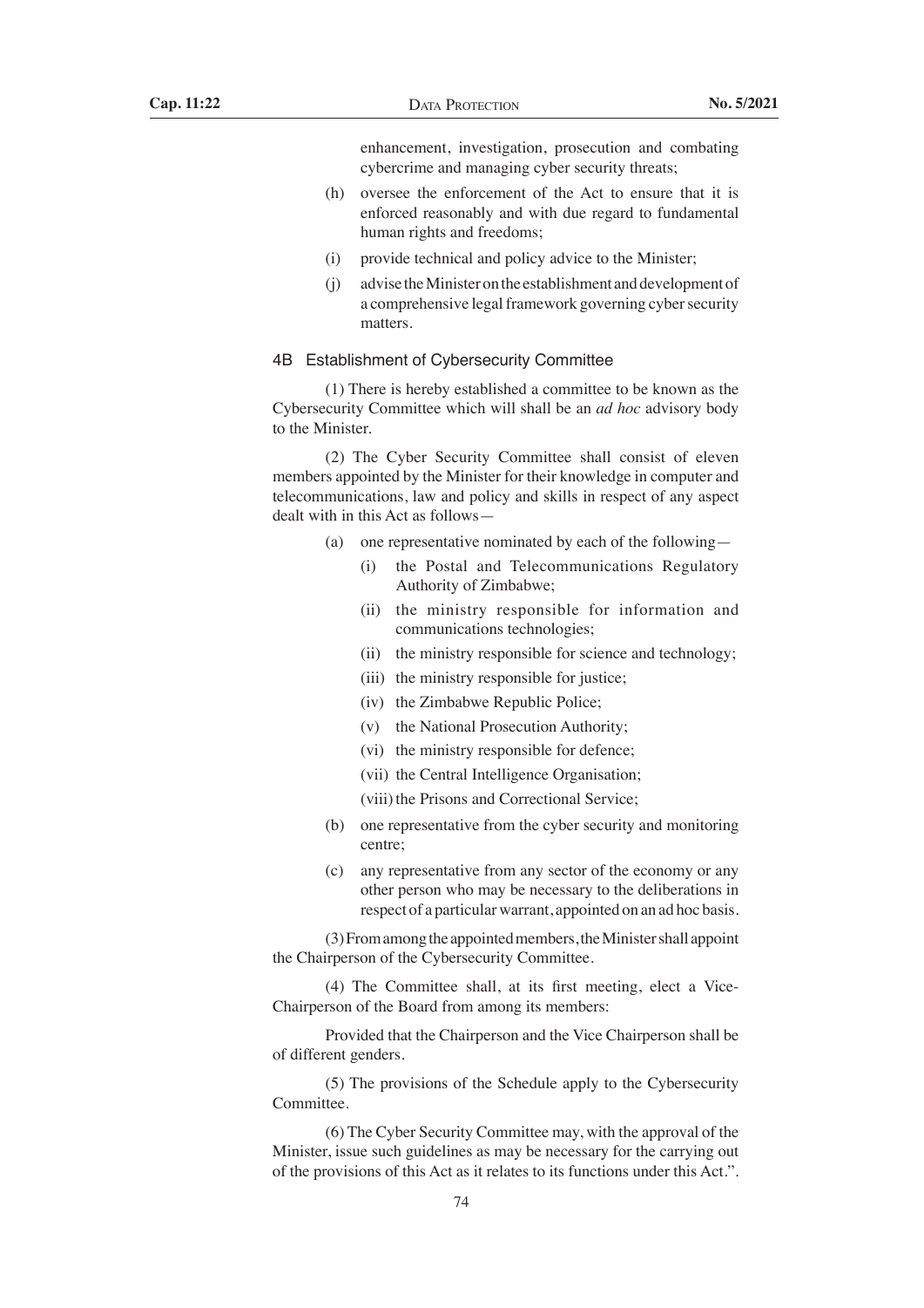enhancement, investigation, prosecution and combating cybercrime and managing cyber security threats;

(h) oversee the enforcement of the Act to ensure that it is enforced reasonably and with due regard to fundamental human rights and freedoms;

(i) provide technical and policy advice to the Minister;

(j) advise the Minister on the establishment and development of a comprehensive legal framework governing cyber security matters.

### 4B Establishment of Cybersecurity Committee

(1) There is hereby established a committee to be known as the Cybersecurity Committee which will shall be an *ad hoc* advisory body to the Minister.

(2) The Cyber Security Committee shall consist of eleven members appointed by the Minister for their knowledge in computer and telecommunications, law and policy and skills in respect of any aspect dealt with in this Act as follows—

(a) one representative nominated by each of the following—

(i) the Postal and Telecommunications Regulatory Authority of Zimbabwe;

(ii) the ministry responsible for information and communications technologies;

(ii) the ministry responsible for science and technology;

(iii) the ministry responsible for justice;

(iv) the Zimbabwe Republic Police;

(v) the National Prosecution Authority;

(vi) the ministry responsible for defence;

(vii) the Central Intelligence Organisation;

(viii) the Prisons and Correctional Service;

(b) one representative from the cyber security and monitoring centre;

(c) any representative from any sector of the economy or any other person who may be necessary to the deliberations in respect of a particular warrant, appointed on an ad hoc basis.

(3) From among the appointed members, the Minister shall appoint the Chairperson of the Cybersecurity Committee.

(4) The Committee shall, at its first meeting, elect a Vice-Chairperson of the Board from among its members:

Provided that the Chairperson and the Vice Chairperson shall be of different genders.

(5) The provisions of the Schedule apply to the Cybersecurity Committee.

(6) The Cyber Security Committee may, with the approval of the Minister, issue such guidelines as may be necessary for the carrying out of the provisions of this Act as it relates to its functions under this Act.".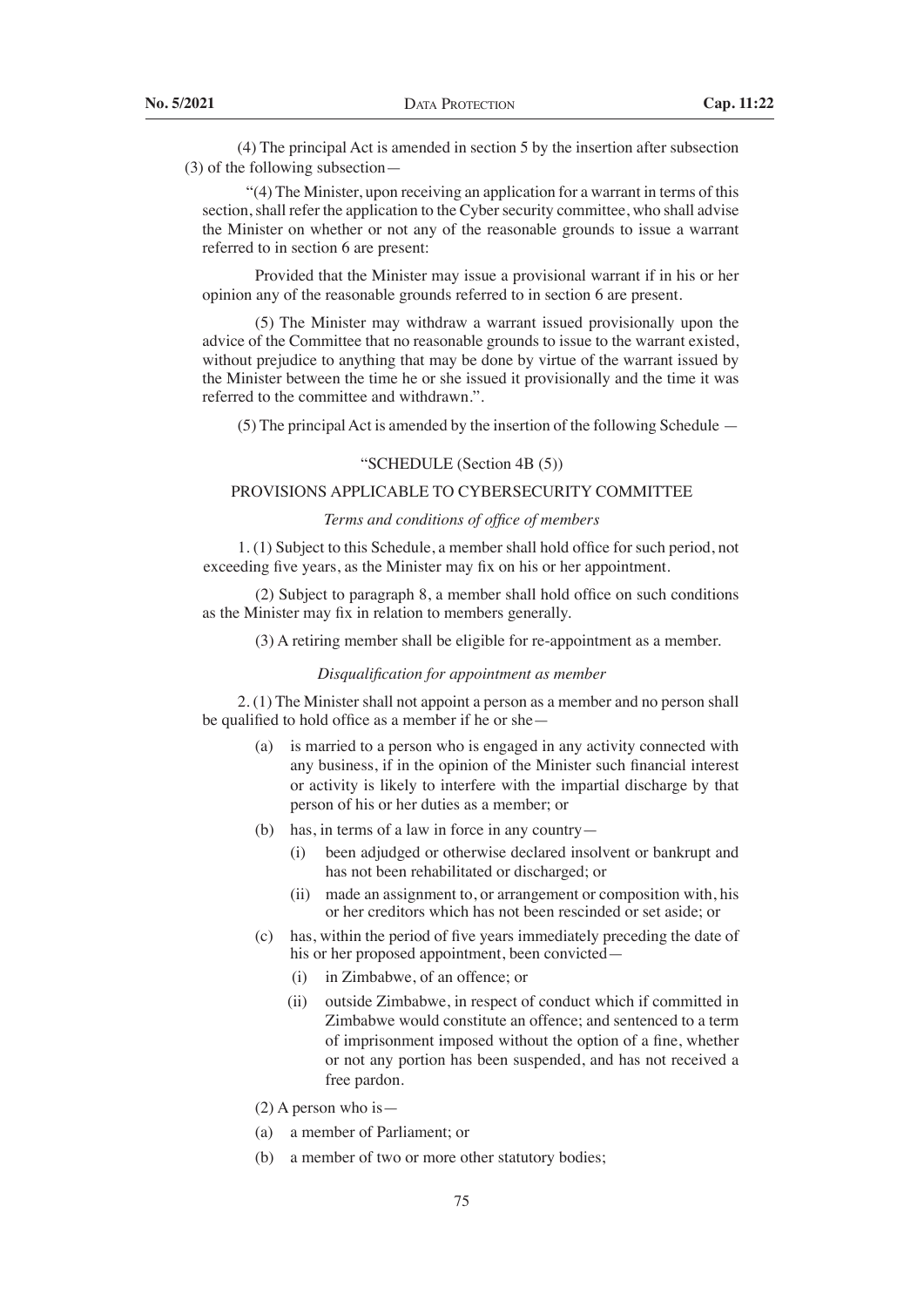(4) The principal Act is amended in section 5 by the insertion after subsection (3) of the following subsection—

"(4) The Minister, upon receiving an application for a warrant in terms of this section, shall refer the application to the Cyber security committee, who shall advise the Minister on whether or not any of the reasonable grounds to issue a warrant referred to in section 6 are present:

Provided that the Minister may issue a provisional warrant if in his or her opinion any of the reasonable grounds referred to in section 6 are present.

(5) The Minister may withdraw a warrant issued provisionally upon the advice of the Committee that no reasonable grounds to issue to the warrant existed, without prejudice to anything that may be done by virtue of the warrant issued by the Minister between the time he or she issued it provisionally and the time it was referred to the committee and withdrawn.".

(5) The principal Act is amended by the insertion of the following Schedule —

"SCHEDULE (Section 4B (5))

PROVISIONS APPLICABLE TO CYBERSECURITY COMMITTEE

*Terms and conditions of office of members*

1. (1) Subject to this Schedule, a member shall hold office for such period, not exceeding five years, as the Minister may fix on his or her appointment.

(2) Subject to paragraph 8, a member shall hold office on such conditions as the Minister may fix in relation to members generally.

(3) A retiring member shall be eligible for re-appointment as a member.

*Disqualification for appointment as member*

2. (1) The Minister shall not appoint a person as a member and no person shall be qualified to hold office as a member if he or she—

- (a) is married to a person who is engaged in any activity connected with any business, if in the opinion of the Minister such financial interest or activity is likely to interfere with the impartial discharge by that person of his or her duties as a member; or
- (b) has, in terms of a law in force in any country—
  - (i) been adjudged or otherwise declared insolvent or bankrupt and has not been rehabilitated or discharged; or
  - (ii) made an assignment to, or arrangement or composition with, his or her creditors which has not been rescinded or set aside; or
- (c) has, within the period of five years immediately preceding the date of his or her proposed appointment, been convicted—
  - (i) in Zimbabwe, of an offence; or
  - (ii) outside Zimbabwe, in respect of conduct which if committed in Zimbabwe would constitute an offence; and sentenced to a term of imprisonment imposed without the option of a fine, whether or not any portion has been suspended, and has not received a free pardon.

(2) A person who is—

- (a) a member of Parliament; or
- (b) a member of two or more other statutory bodies;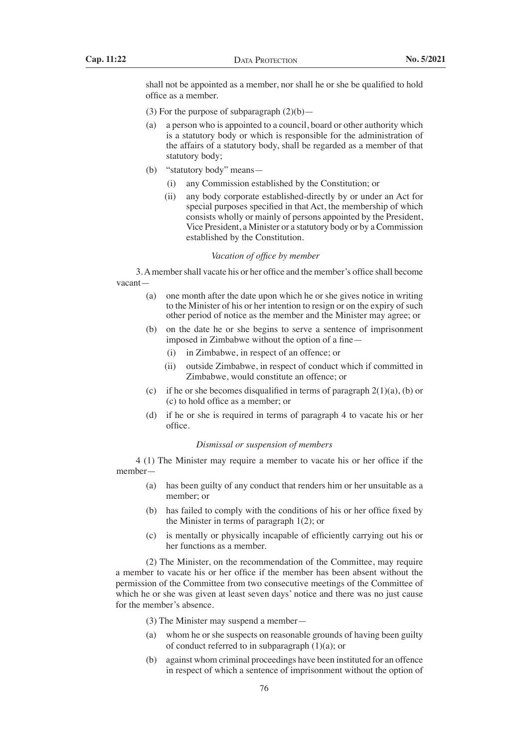shall not be appointed as a member, nor shall he or she be qualified to hold office as a member.

(3) For the purpose of subparagraph (2)(b)—

(a) a person who is appointed to a council, board or other authority which is a statutory body or which is responsible for the administration of the affairs of a statutory body, shall be regarded as a member of that statutory body;

(b) "statutory body" means—

(i) any Commission established by the Constitution; or

(ii) any body corporate established-directly by or under an Act for special purposes specified in that Act, the membership of which consists wholly or mainly of persons appointed by the President, Vice President, a Minister or a statutory body or by a Commission established by the Constitution.

*Vacation of office by member*

3. A member shall vacate his or her office and the member's office shall become vacant—

(a) one month after the date upon which he or she gives notice in writing to the Minister of his or her intention to resign or on the expiry of such other period of notice as the member and the Minister may agree; or

(b) on the date he or she begins to serve a sentence of imprisonment imposed in Zimbabwe without the option of a fine—

(i) in Zimbabwe, in respect of an offence; or

(ii) outside Zimbabwe, in respect of conduct which if committed in Zimbabwe, would constitute an offence; or

(c) if he or she becomes disqualified in terms of paragraph 2(1)(a), (b) or (c) to hold office as a member; or

(d) if he or she is required in terms of paragraph 4 to vacate his or her office.

*Dismissal or suspension of members*

4 (1) The Minister may require a member to vacate his or her office if the member—

(a) has been guilty of any conduct that renders him or her unsuitable as a member; or

(b) has failed to comply with the conditions of his or her office fixed by the Minister in terms of paragraph 1(2); or

(c) is mentally or physically incapable of efficiently carrying out his or her functions as a member.

(2) The Minister, on the recommendation of the Committee, may require a member to vacate his or her office if the member has been absent without the permission of the Committee from two consecutive meetings of the Committee of which he or she was given at least seven days' notice and there was no just cause for the member's absence.

(3) The Minister may suspend a member—

(a) whom he or she suspects on reasonable grounds of having been guilty of conduct referred to in subparagraph (1)(a); or

(b) against whom criminal proceedings have been instituted for an offence in respect of which a sentence of imprisonment without the option of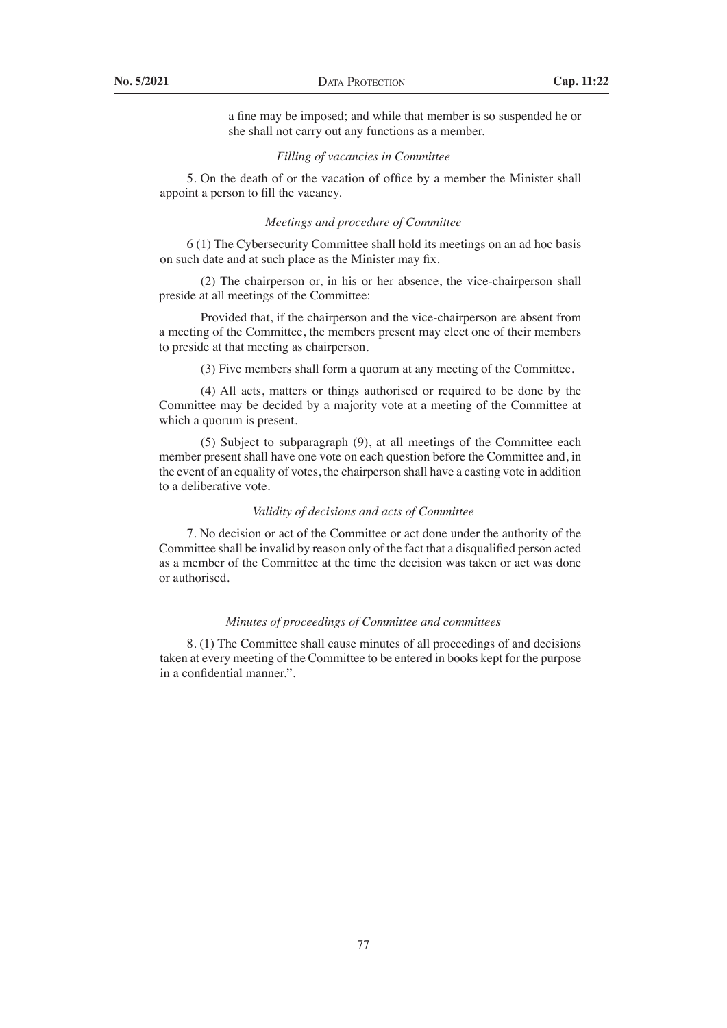a fine may be imposed; and while that member is so suspended he or she shall not carry out any functions as a member.

*Filling of vacancies in Committee*

5. On the death of or the vacation of office by a member the Minister shall appoint a person to fill the vacancy.

*Meetings and procedure of Committee*

6 (1) The Cybersecurity Committee shall hold its meetings on an ad hoc basis on such date and at such place as the Minister may fix.

(2) The chairperson or, in his or her absence, the vice-chairperson shall preside at all meetings of the Committee:

Provided that, if the chairperson and the vice-chairperson are absent from a meeting of the Committee, the members present may elect one of their members to preside at that meeting as chairperson.

(3) Five members shall form a quorum at any meeting of the Committee.

(4) All acts, matters or things authorised or required to be done by the Committee may be decided by a majority vote at a meeting of the Committee at which a quorum is present.

(5) Subject to subparagraph (9), at all meetings of the Committee each member present shall have one vote on each question before the Committee and, in the event of an equality of votes, the chairperson shall have a casting vote in addition to a deliberative vote.

*Validity of decisions and acts of Committee*

7. No decision or act of the Committee or act done under the authority of the Committee shall be invalid by reason only of the fact that a disqualified person acted as a member of the Committee at the time the decision was taken or act was done or authorised.

*Minutes of proceedings of Committee and committees*

8. (1) The Committee shall cause minutes of all proceedings of and decisions taken at every meeting of the Committee to be entered in books kept for the purpose in a confidential manner.".